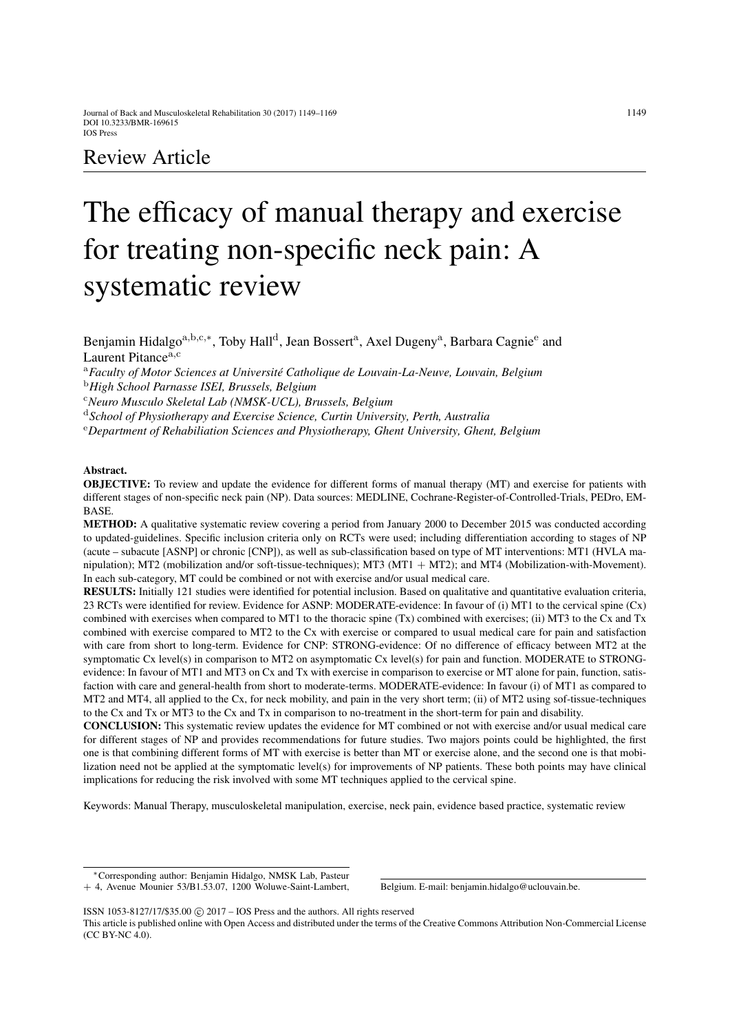Review Article

# The efficacy of manual therapy and exercise for treating non-specific neck pain: A systematic review

Benjamin Hidalgo[a,b,c,*], Toby Hall[d], Jean Bossert[a], Axel Dugeny[a], Barbara Cagnie[e] and Laurent Pitance[a,c]

[a]*Faculty of Motor Sciences at Université Catholique de Louvain-La-Neuve, Louvain, Belgium*
[b]*High School Parnasse ISEI, Brussels, Belgium*
[c]*Neuro Musculo Skeletal Lab (NMSK-UCL), Brussels, Belgium*
[d]*School of Physiotherapy and Exercise Science, Curtin University, Perth, Australia*
[e]*Department of Rehabiliation Sciences and Physiotherapy, Ghent University, Ghent, Belgium*

**Abstract.**

**OBJECTIVE:** To review and update the evidence for different forms of manual therapy (MT) and exercise for patients with different stages of non-specific neck pain (NP). Data sources: MEDLINE, Cochrane-Register-of-Controlled-Trials, PEDro, EMBASE.

**METHOD:** A qualitative systematic review covering a period from January 2000 to December 2015 was conducted according to updated-guidelines. Specific inclusion criteria only on RCTs were used; including differentiation according to stages of NP (acute – subacute [ASNP] or chronic [CNP]), as well as sub-classification based on type of MT interventions: MT1 (HVLA manipulation); MT2 (mobilization and/or soft-tissue-techniques); MT3 (MT1 + MT2); and MT4 (Mobilization-with-Movement). In each sub-category, MT could be combined or not with exercise and/or usual medical care.

**RESULTS:** Initially 121 studies were identified for potential inclusion. Based on qualitative and quantitative evaluation criteria, 23 RCTs were identified for review. Evidence for ASNP: MODERATE-evidence: In favour of (i) MT1 to the cervical spine (Cx) combined with exercises when compared to MT1 to the thoracic spine (Tx) combined with exercises; (ii) MT3 to the Cx and Tx combined with exercise compared to MT2 to the Cx with exercise or compared to usual medical care for pain and satisfaction with care from short to long-term. Evidence for CNP: STRONG-evidence: Of no difference of efficacy between MT2 at the symptomatic Cx level(s) in comparison to MT2 on asymptomatic Cx level(s) for pain and function. MODERATE to STRONG-evidence: In favour of MT1 and MT3 on Cx and Tx with exercise in comparison to exercise or MT alone for pain, function, satisfaction with care and general-health from short to moderate-terms. MODERATE-evidence: In favour (i) of MT1 as compared to MT2 and MT4, all applied to the Cx, for neck mobility, and pain in the very short term; (ii) of MT2 using sof-tissue-techniques to the Cx and Tx or MT3 to the Cx and Tx in comparison to no-treatment in the short-term for pain and disability.

**CONCLUSION:** This systematic review updates the evidence for MT combined or not with exercise and/or usual medical care for different stages of NP and provides recommendations for future studies. Two majors points could be highlighted, the first one is that combining different forms of MT with exercise is better than MT or exercise alone, and the second one is that mobilization need not be applied at the symptomatic level(s) for improvements of NP patients. These both points may have clinical implications for reducing the risk involved with some MT techniques applied to the cervical spine.

Keywords: Manual Therapy, musculoskeletal manipulation, exercise, neck pain, evidence based practice, systematic review

*Corresponding author: Benjamin Hidalgo, NMSK Lab, Pasteur + 4, Avenue Mounier 53/B1.53.07, 1200 Woluwe-Saint-Lambert, Belgium. E-mail: benjamin.hidalgo@uclouvain.be.

ISSN 1053-8127/17/$35.00 © 2017 – IOS Press and the authors. All rights reserved
This article is published online with Open Access and distributed under the terms of the Creative Commons Attribution Non-Commercial License (CC BY-NC 4.0).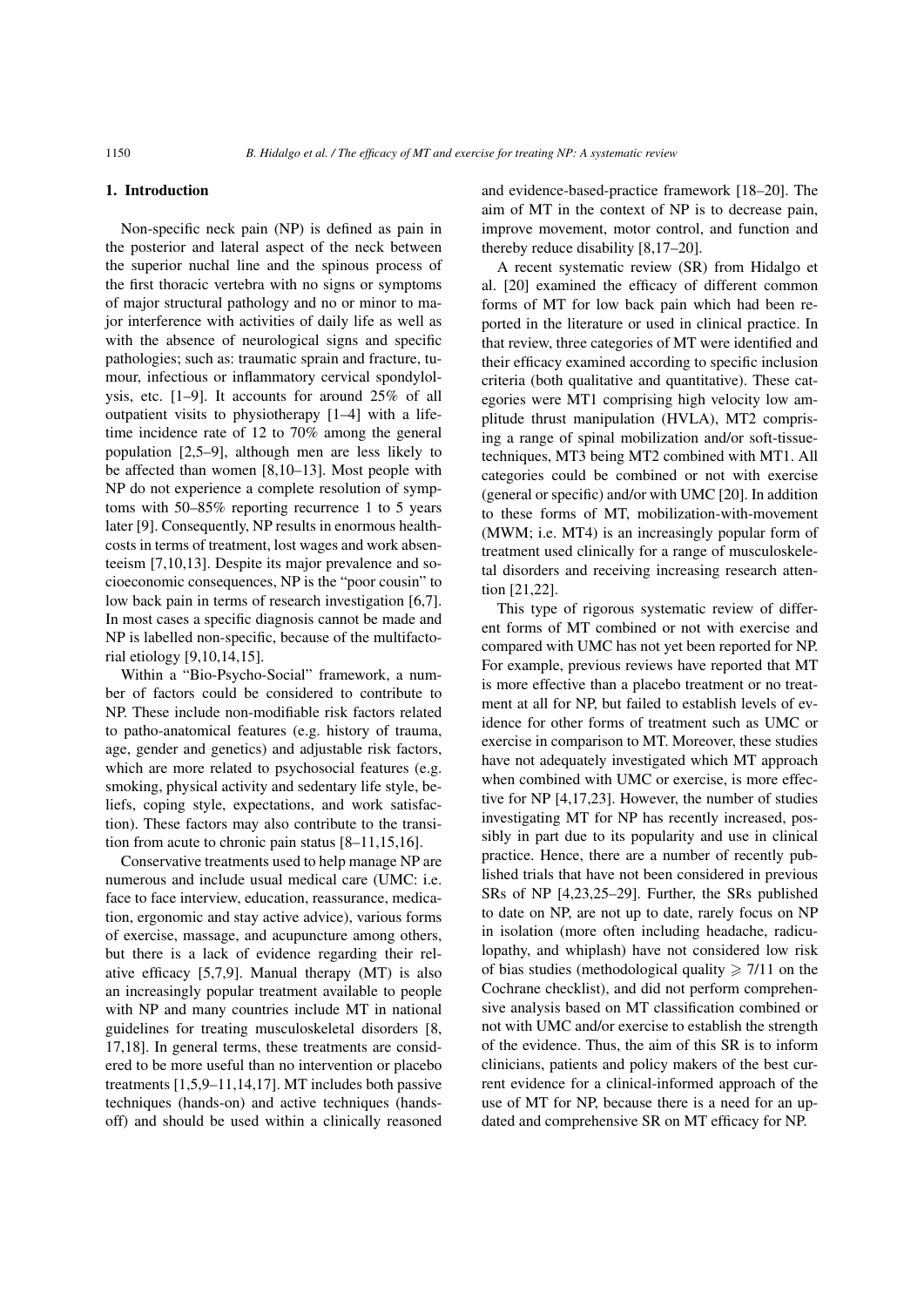## 1. Introduction

Non-specific neck pain (NP) is defined as pain in the posterior and lateral aspect of the neck between the superior nuchal line and the spinous process of the first thoracic vertebra with no signs or symptoms of major structural pathology and no or minor to major interference with activities of daily life as well as with the absence of neurological signs and specific pathologies; such as: traumatic sprain and fracture, tumour, infectious or inflammatory cervical spondylolysis, etc. [1–9]. It accounts for around 25% of all outpatient visits to physiotherapy [1–4] with a lifetime incidence rate of 12 to 70% among the general population [2,5–9], although men are less likely to be affected than women [8,10–13]. Most people with NP do not experience a complete resolution of symptoms with 50–85% reporting recurrence 1 to 5 years later [9]. Consequently, NP results in enormous health-costs in terms of treatment, lost wages and work absenteeism [7,10,13]. Despite its major prevalence and socioeconomic consequences, NP is the "poor cousin" to low back pain in terms of research investigation [6,7]. In most cases a specific diagnosis cannot be made and NP is labelled non-specific, because of the multifactorial etiology [9,10,14,15].

Within a "Bio-Psycho-Social" framework, a number of factors could be considered to contribute to NP. These include non-modifiable risk factors related to patho-anatomical features (e.g. history of trauma, age, gender and genetics) and adjustable risk factors, which are more related to psychosocial features (e.g. smoking, physical activity and sedentary life style, beliefs, coping style, expectations, and work satisfaction). These factors may also contribute to the transition from acute to chronic pain status [8–11,15,16].

Conservative treatments used to help manage NP are numerous and include usual medical care (UMC: i.e. face to face interview, education, reassurance, medication, ergonomic and stay active advice), various forms of exercise, massage, and acupuncture among others, but there is a lack of evidence regarding their relative efficacy [5,7,9]. Manual therapy (MT) is also an increasingly popular treatment available to people with NP and many countries include MT in national guidelines for treating musculoskeletal disorders [8, 17,18]. In general terms, these treatments are considered to be more useful than no intervention or placebo treatments [1,5,9–11,14,17]. MT includes both passive techniques (hands-on) and active techniques (hands-off) and should be used within a clinically reasoned and evidence-based-practice framework [18–20]. The aim of MT in the context of NP is to decrease pain, improve movement, motor control, and function and thereby reduce disability [8,17–20].

A recent systematic review (SR) from Hidalgo et al. [20] examined the efficacy of different common forms of MT for low back pain which had been reported in the literature or used in clinical practice. In that review, three categories of MT were identified and their efficacy examined according to specific inclusion criteria (both qualitative and quantitative). These categories were MT1 comprising high velocity low amplitude thrust manipulation (HVLA), MT2 comprising a range of spinal mobilization and/or soft-tissue-techniques, MT3 being MT2 combined with MT1. All categories could be combined or not with exercise (general or specific) and/or with UMC [20]. In addition to these forms of MT, mobilization-with-movement (MWM; i.e. MT4) is an increasingly popular form of treatment used clinically for a range of musculoskeletal disorders and receiving increasing research attention [21,22].

This type of rigorous systematic review of different forms of MT combined or not with exercise and compared with UMC has not yet been reported for NP. For example, previous reviews have reported that MT is more effective than a placebo treatment or no treatment at all for NP, but failed to establish levels of evidence for other forms of treatment such as UMC or exercise in comparison to MT. Moreover, these studies have not adequately investigated which MT approach when combined with UMC or exercise, is more effective for NP [4,17,23]. However, the number of studies investigating MT for NP has recently increased, possibly in part due to its popularity and use in clinical practice. Hence, there are a number of recently published trials that have not been considered in previous SRs of NP [4,23,25–29]. Further, the SRs published to date on NP, are not up to date, rarely focus on NP in isolation (more often including headache, radiculopathy, and whiplash) have not considered low risk of bias studies (methodological quality $\geqslant$ 7/11 on the Cochrane checklist), and did not perform comprehensive analysis based on MT classification combined or not with UMC and/or exercise to establish the strength of the evidence. Thus, the aim of this SR is to inform clinicians, patients and policy makers of the best current evidence for a clinical-informed approach of the use of MT for NP, because there is a need for an updated and comprehensive SR on MT efficacy for NP.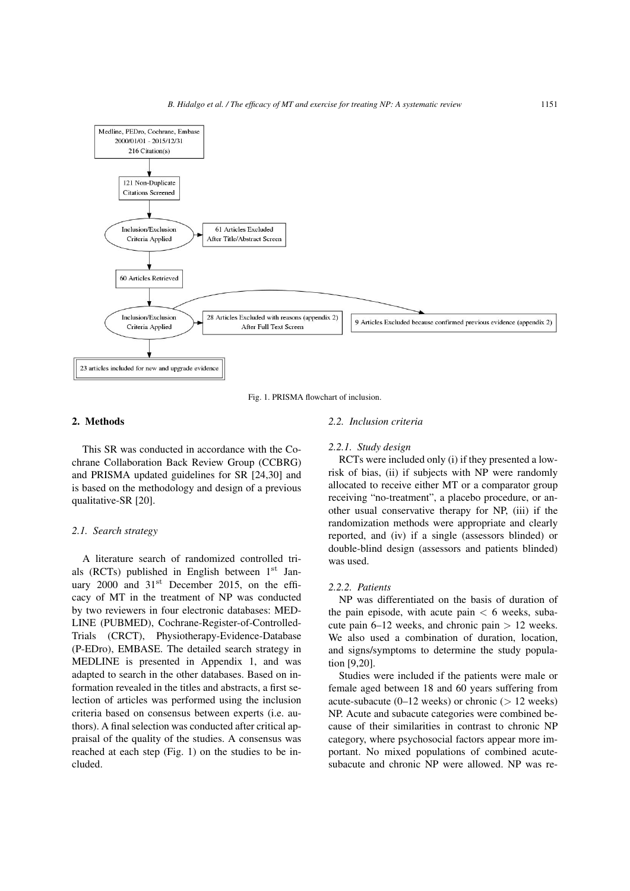Medline, PEDro, Cochrane, Embase
2000/01/01 - 2015/12/31
216 Citation(s)

121 Non-Duplicate Citations Screened

Inclusion/Exclusion Criteria Applied → 61 Articles Excluded After Title/Abstract Screen

60 Articles Retrieved

Inclusion/Exclusion Criteria Applied → 28 Articles Excluded with reasons (appendix 2) After Full Text Screen; 9 Articles Excluded because confirmed previous evidence (appendix 2)

23 articles included for new and upgrade evidence

Fig. 1. PRISMA flowchart of inclusion.

## 2. Methods

This SR was conducted in accordance with the Cochrane Collaboration Back Review Group (CCBRG) and PRISMA updated guidelines for SR [24,30] and is based on the methodology and design of a previous qualitative-SR [20].

### 2.1. Search strategy

A literature search of randomized controlled trials (RCTs) published in English between 1st January 2000 and 31st December 2015, on the efficacy of MT in the treatment of NP was conducted by two reviewers in four electronic databases: MEDLINE (PUBMED), Cochrane-Register-of-Controlled-Trials (CRCT), Physiotherapy-Evidence-Database (P-EDro), EMBASE. The detailed search strategy in MEDLINE is presented in Appendix 1, and was adapted to search in the other databases. Based on information revealed in the titles and abstracts, a first selection of articles was performed using the inclusion criteria based on consensus between experts (i.e. authors). A final selection was conducted after critical appraisal of the quality of the studies. A consensus was reached at each step (Fig. 1) on the studies to be included.

### 2.2. Inclusion criteria

#### 2.2.1. Study design

RCTs were included only (i) if they presented a low-risk of bias, (ii) if subjects with NP were randomly allocated to receive either MT or a comparator group receiving "no-treatment", a placebo procedure, or another usual conservative therapy for NP, (iii) if the randomization methods were appropriate and clearly reported, and (iv) if a single (assessors blinded) or double-blind design (assessors and patients blinded) was used.

#### 2.2.2. Patients

NP was differentiated on the basis of duration of the pain episode, with acute pain $<$ 6 weeks, subacute pain 6–12 weeks, and chronic pain $>$ 12 weeks. We also used a combination of duration, location, and signs/symptoms to determine the study population [9,20].

Studies were included if the patients were male or female aged between 18 and 60 years suffering from acute-subacute (0–12 weeks) or chronic ($>$ 12 weeks) NP. Acute and subacute categories were combined because of their similarities in contrast to chronic NP category, where psychosocial factors appear more important. No mixed populations of combined acute-subacute and chronic NP were allowed. NP was re-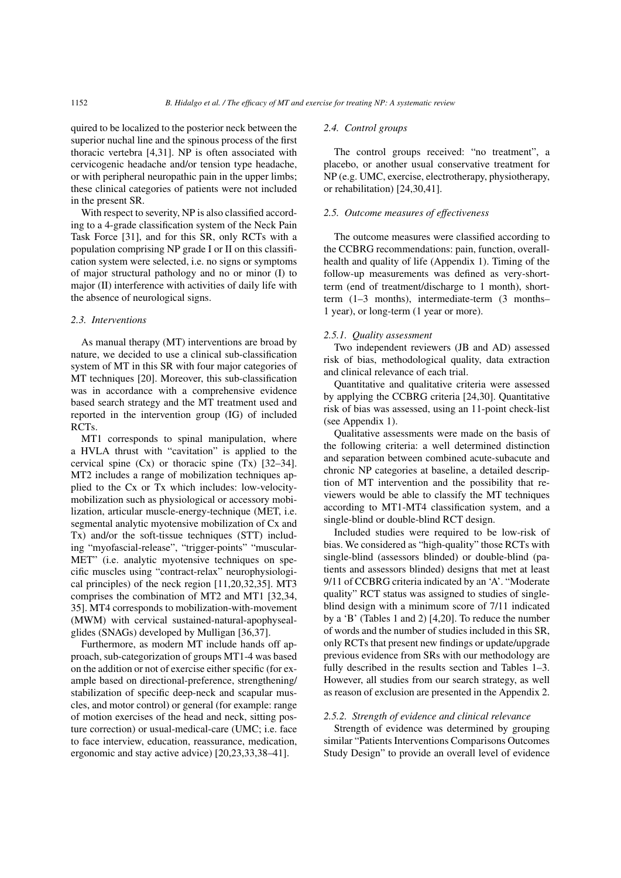quired to be localized to the posterior neck between the superior nuchal line and the spinous process of the first thoracic vertebra [4,31]. NP is often associated with cervicogenic headache and/or tension type headache, or with peripheral neuropathic pain in the upper limbs; these clinical categories of patients were not included in the present SR.

With respect to severity, NP is also classified according to a 4-grade classification system of the Neck Pain Task Force [31], and for this SR, only RCTs with a population comprising NP grade I or II on this classification system were selected, i.e. no signs or symptoms of major structural pathology and no or minor (I) to major (II) interference with activities of daily life with the absence of neurological signs.

### *2.3. Interventions*

As manual therapy (MT) interventions are broad by nature, we decided to use a clinical sub-classification system of MT in this SR with four major categories of MT techniques [20]. Moreover, this sub-classification was in accordance with a comprehensive evidence based search strategy and the MT treatment used and reported in the intervention group (IG) of included RCTs.

MT1 corresponds to spinal manipulation, where a HVLA thrust with "cavitation" is applied to the cervical spine (Cx) or thoracic spine (Tx) [32–34]. MT2 includes a range of mobilization techniques applied to the Cx or Tx which includes: low-velocity-mobilization such as physiological or accessory mobilization, articular muscle-energy-technique (MET, i.e. segmental analytic myotensive mobilization of Cx and Tx) and/or the soft-tissue techniques (STT) including "myofascial-release", "trigger-points" "muscular-MET" (i.e. analytic myotensive techniques on specific muscles using "contract-relax" neurophysiological principles) of the neck region [11,20,32,35]. MT3 comprises the combination of MT2 and MT1 [32,34, 35]. MT4 corresponds to mobilization-with-movement (MWM) with cervical sustained-natural-apophyseal-glides (SNAGs) developed by Mulligan [36,37].

Furthermore, as modern MT include hands off approach, sub-categorization of groups MT1-4 was based on the addition or not of exercise either specific (for example based on directional-preference, strengthening/ stabilization of specific deep-neck and scapular muscles, and motor control) or general (for example: range of motion exercises of the head and neck, sitting posture correction) or usual-medical-care (UMC; i.e. face to face interview, education, reassurance, medication, ergonomic and stay active advice) [20,23,33,38–41].

### *2.4. Control groups*

The control groups received: "no treatment", a placebo, or another usual conservative treatment for NP (e.g. UMC, exercise, electrotherapy, physiotherapy, or rehabilitation) [24,30,41].

### *2.5. Outcome measures of effectiveness*

The outcome measures were classified according to the CCBRG recommendations: pain, function, overall-health and quality of life (Appendix 1). Timing of the follow-up measurements was defined as very-short-term (end of treatment/discharge to 1 month), short-term (1–3 months), intermediate-term (3 months–1 year), or long-term (1 year or more).

#### *2.5.1. Quality assessment*

Two independent reviewers (JB and AD) assessed risk of bias, methodological quality, data extraction and clinical relevance of each trial.

Quantitative and qualitative criteria were assessed by applying the CCBRG criteria [24,30]. Quantitative risk of bias was assessed, using an 11-point check-list (see Appendix 1).

Qualitative assessments were made on the basis of the following criteria: a well determined distinction and separation between combined acute-subacute and chronic NP categories at baseline, a detailed description of MT intervention and the possibility that reviewers would be able to classify the MT techniques according to MT1-MT4 classification system, and a single-blind or double-blind RCT design.

Included studies were required to be low-risk of bias. We considered as "high-quality" those RCTs with single-blind (assessors blinded) or double-blind (patients and assessors blinded) designs that met at least 9/11 of CCBRG criteria indicated by an 'A'. "Moderate quality" RCT status was assigned to studies of single-blind design with a minimum score of 7/11 indicated by a 'B' (Tables 1 and 2) [4,20]. To reduce the number of words and the number of studies included in this SR, only RCTs that present new findings or update/upgrade previous evidence from SRs with our methodology are fully described in the results section and Tables 1–3. However, all studies from our search strategy, as well as reason of exclusion are presented in the Appendix 2.

#### *2.5.2. Strength of evidence and clinical relevance*

Strength of evidence was determined by grouping similar "Patients Interventions Comparisons Outcomes Study Design" to provide an overall level of evidence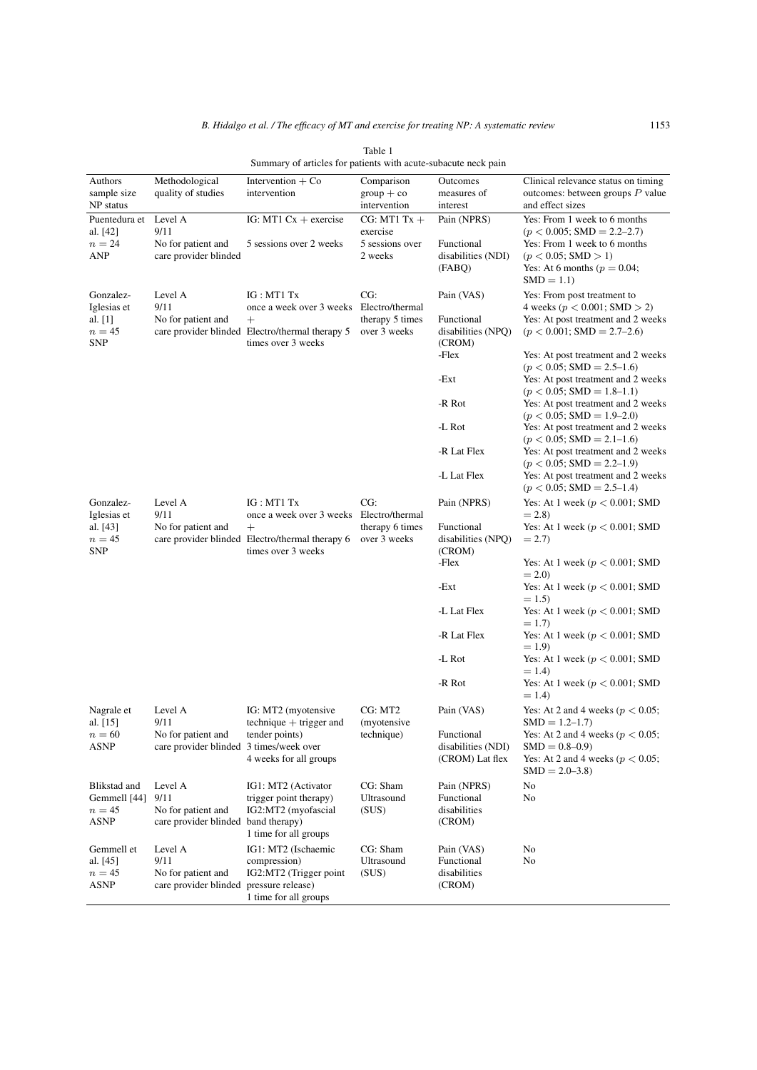Table 1
Summary of articles for patients with acute-subacute neck pain

| Authors sample size NP status | Methodological quality of studies | Intervention + Co intervention | Comparison group + co intervention | Outcomes measures of interest | Clinical relevance status on timing outcomes: between groups $P$ value and effect sizes |
|---|---|---|---|---|---|
| Puentedura et al. [42] $n = 24$ ANP | Level A 9/11 No for patient and care provider blinded | IG: MT1 Cx + exercise 5 sessions over 2 weeks | CG: MT1 Tx + exercise 5 sessions over 2 weeks | Pain (NPRS) | Yes: From 1 week to 6 months ($p < 0.005$; SMD = 2.2–2.7) |
| | | | | Functional disabilities (NDI) | Yes: From 1 week to 6 months ($p < 0.05$; SMD > 1) |
| | | | | (FABQ) | Yes: At 6 months ($p = 0.04$; SMD = 1.1) |
| Gonzalez-Iglesias et al. [1] $n = 45$ SNP | Level A 9/11 No for patient and care provider blinded | IG : MT1 Tx once a week over 3 weeks + Electro/thermal therapy 5 times over 3 weeks | CG: Electro/thermal therapy 5 times over 3 weeks | Pain (VAS) | Yes: From post treatment to 4 weeks ($p < 0.001$; SMD > 2) |
| | | | | Functional disabilities (NPQ) | Yes: At post treatment and 2 weeks ($p < 0.001$; SMD = 2.7–2.6) |
| | | | | (CROM) -Flex | Yes: At post treatment and 2 weeks ($p < 0.05$; SMD = 2.5–1.6) |
| | | | | -Ext | Yes: At post treatment and 2 weeks ($p < 0.05$; SMD = 1.8–1.1) |
| | | | | -R Rot | Yes: At post treatment and 2 weeks ($p < 0.05$; SMD = 1.9–2.0) |
| | | | | -L Rot | Yes: At post treatment and 2 weeks ($p < 0.05$; SMD = 2.1–1.6) |
| | | | | -R Lat Flex | Yes: At post treatment and 2 weeks ($p < 0.05$; SMD = 2.2–1.9) |
| | | | | -L Lat Flex | Yes: At post treatment and 2 weeks ($p < 0.05$; SMD = 2.5–1.4) |
| Gonzalez-Iglesias et al. [43] $n = 45$ SNP | Level A 9/11 No for patient and care provider blinded | IG : MT1 Tx once a week over 3 weeks + Electro/thermal therapy 6 times over 3 weeks | CG: Electro/thermal therapy 6 times over 3 weeks | Pain (NPRS) | Yes: At 1 week ($p < 0.001$; SMD = 2.8) |
| | | | | Functional disabilities (NPQ) | Yes: At 1 week ($p < 0.001$; SMD = 2.7) |
| | | | | (CROM) -Flex | Yes: At 1 week ($p < 0.001$; SMD = 2.0) |
| | | | | -Ext | Yes: At 1 week ($p < 0.001$; SMD = 1.5) |
| | | | | -L Lat Flex | Yes: At 1 week ($p < 0.001$; SMD = 1.7) |
| | | | | -R Lat Flex | Yes: At 1 week ($p < 0.001$; SMD = 1.9) |
| | | | | -L Rot | Yes: At 1 week ($p < 0.001$; SMD = 1.4) |
| | | | | -R Rot | Yes: At 1 week ($p < 0.001$; SMD = 1.4) |
| Nagrale et al. [15] $n = 60$ ASNP | Level A 9/11 No for patient and care provider blinded | IG: MT2 (myotensive technique + trigger and tender points) 3 times/week over 4 weeks for all groups | CG: MT2 (myotensive technique) | Pain (VAS) | Yes: At 2 and 4 weeks ($p < 0.05$; SMD = 1.2–1.7) |
| | | | | Functional disabilities (NDI) | Yes: At 2 and 4 weeks ($p < 0.05$; SMD = 0.8–0.9) |
| | | | | (CROM) Lat flex | Yes: At 2 and 4 weeks ($p < 0.05$; SMD = 2.0–3.8) |
| Blikstad and Gemmell [44] $n = 45$ ASNP | Level A 9/11 No for patient and care provider blinded | IG1: MT2 (Activator trigger point therapy) IG2:MT2 (myofascial band therapy) 1 time for all groups | CG: Sham Ultrasound (SUS) | Pain (NPRS) Functional disabilities (CROM) | No No |
| Gemmell et al. [45] $n = 45$ ASNP | Level A 9/11 No for patient and care provider blinded | IG1: MT2 (Ischaemic compression) IG2:MT2 (Trigger point pressure release) 1 time for all groups | CG: Sham Ultrasound (SUS) | Pain (VAS) Functional disabilities (CROM) | No No |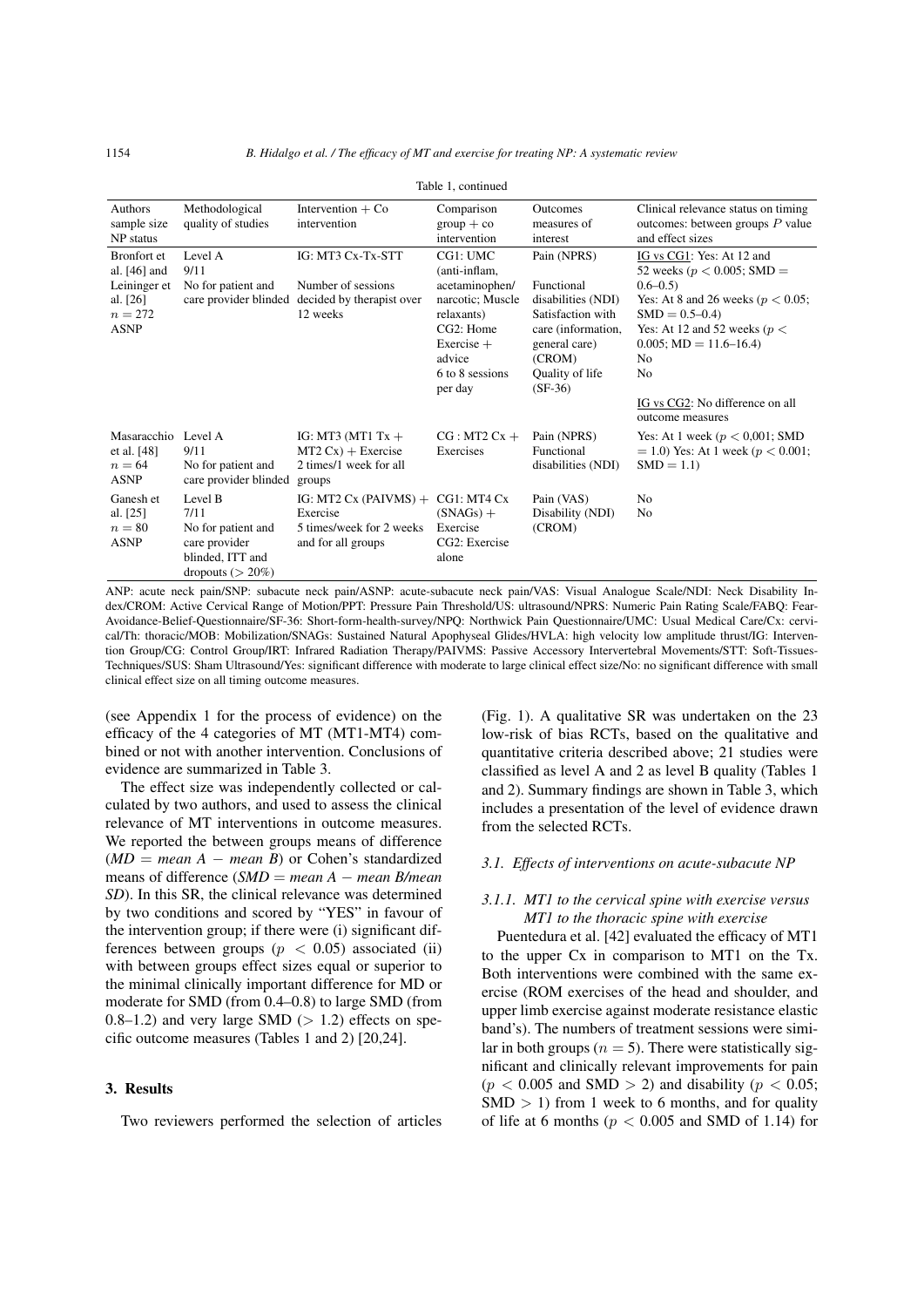Table 1, continued

| Authors sample size NP status | Methodological quality of studies | Intervention + Co intervention | Comparison group + co intervention | Outcomes measures of interest | Clinical relevance status on timing outcomes: between groups $P$ value and effect sizes |
|---|---|---|---|---|---|
| Bronfort et al. [46] and Leininger et al. [26] $n = 272$ ASNP | Level A 9/11 No for patient and care provider blinded | IG: MT3 Cx-Tx-STT Number of sessions decided by therapist over 12 weeks | CG1: UMC (anti-inflam, acetaminophen/ narcotic; Muscle relaxants) CG2: Home Exercise + advice 6 to 8 sessions per day | Pain (NPRS) Functional disabilities (NDI) Satisfaction with care (information, general care) (CROM) Quality of life (SF-36) | IG vs CG1: Yes: At 12 and 52 weeks ($p < 0.005$; SMD = 0.6–0.5) Yes: At 8 and 26 weeks ($p < 0.05$; SMD = 0.5–0.4) Yes: At 12 and 52 weeks ($p < 0.005$; MD = 11.6–16.4) No No IG vs CG2: No difference on all outcome measures |
| Masaracchio et al. [48] $n = 64$ ASNP | Level A 9/11 No for patient and care provider blinded | IG: MT3 (MT1 Tx + MT2 Cx) + Exercise 2 times/1 week for all groups | CG : MT2 Cx + Exercises | Pain (NPRS) Functional disabilities (NDI) | Yes: At 1 week ($p < 0{,}001$; SMD = 1.0) Yes: At 1 week ($p < 0.001$; SMD = 1.1) |
| Ganesh et al. [25] $n = 80$ ASNP | Level B 7/11 No for patient and care provider blinded, ITT and dropouts (> 20%) | IG: MT2 Cx (PAIVMS) + Exercise 5 times/week for 2 weeks and for all groups | CG1: MT4 Cx (SNAGs) + Exercise CG2: Exercise alone | Pain (VAS) Disability (NDI) (CROM) | No No |

ANP: acute neck pain/SNP: subacute neck pain/ASNP: acute-subacute neck pain/VAS: Visual Analogue Scale/NDI: Neck Disability Index/CROM: Active Cervical Range of Motion/PPT: Pressure Pain Threshold/US: ultrasound/NPRS: Numeric Pain Rating Scale/FABQ: Fear-Avoidance-Belief-Questionnaire/SF-36: Short-form-health-survey/NPQ: Northwick Pain Questionnaire/UMC: Usual Medical Care/Cx: cervical/Th: thoracic/MOB: Mobilization/SNAGs: Sustained Natural Apophyseal Glides/HVLA: high velocity low amplitude thrust/IG: Intervention Group/CG: Control Group/IRT: Infrared Radiation Therapy/PAIVMS: Passive Accessory Intervertebral Movements/STT: Soft-Tissues-Techniques/SUS: Sham Ultrasound/Yes: significant difference with moderate to large clinical effect size/No: no significant difference with small clinical effect size on all timing outcome measures.

(see Appendix 1 for the process of evidence) on the efficacy of the 4 categories of MT (MT1-MT4) combined or not with another intervention. Conclusions of evidence are summarized in Table 3.

The effect size was independently collected or calculated by two authors, and used to assess the clinical relevance of MT interventions in outcome measures. We reported the between groups means of difference (*MD = mean A − mean B*) or Cohen's standardized means of difference (*SMD = mean A − mean B/mean SD*). In this SR, the clinical relevance was determined by two conditions and scored by "YES" in favour of the intervention group; if there were (i) significant differences between groups ($p < 0.05$) associated (ii) with between groups effect sizes equal or superior to the minimal clinically important difference for MD or moderate for SMD (from 0.4–0.8) to large SMD (from 0.8–1.2) and very large SMD (> 1.2) effects on specific outcome measures (Tables 1 and 2) [20,24].

## 3. Results

Two reviewers performed the selection of articles (Fig. 1). A qualitative SR was undertaken on the 23 low-risk of bias RCTs, based on the qualitative and quantitative criteria described above; 21 studies were classified as level A and 2 as level B quality (Tables 1 and 2). Summary findings are shown in Table 3, which includes a presentation of the level of evidence drawn from the selected RCTs.

### *3.1. Effects of interventions on acute-subacute NP*

#### *3.1.1. MT1 to the cervical spine with exercise versus MT1 to the thoracic spine with exercise*

Puentedura et al. [42] evaluated the efficacy of MT1 to the upper Cx in comparison to MT1 on the Tx. Both interventions were combined with the same exercise (ROM exercises of the head and shoulder, and upper limb exercise against moderate resistance elastic band's). The numbers of treatment sessions were similar in both groups ($n = 5$). There were statistically significant and clinically relevant improvements for pain ($p < 0.005$ and SMD > 2) and disability ($p < 0.05$; SMD > 1) from 1 week to 6 months, and for quality of life at 6 months ($p < 0.005$ and SMD of 1.14) for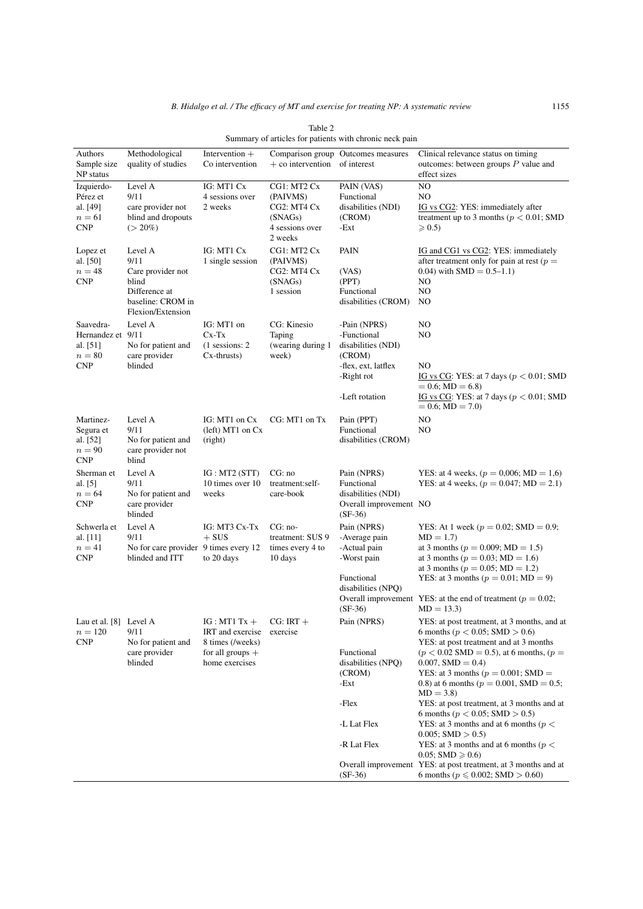Table 2
Summary of articles for patients with chronic neck pain

| Authors<br>Sample size<br>NP status | Methodological quality of studies | Intervention + Co intervention | Comparison group + co intervention | Outcomes measures of interest | Clinical relevance status on timing outcomes: between groups $P$ value and effect sizes |
|---|---|---|---|---|---|
| Izquierdo-Pérez et al. [49]<br>$n = 61$<br>CNP | Level A<br>9/11<br>care provider not blind and dropouts ($> 20\%$) | IG: MT1 Cx<br>4 sessions over 2 weeks | CG1: MT2 Cx (PAIVMS)<br>CG2: MT4 Cx (SNAGs)<br>4 sessions over 2 weeks | PAIN (VAS)<br>Functional disabilities (NDI)<br>(CROM)<br>-Ext | NO<br>NO<br>IG vs CG2: YES: immediately after treatment up to 3 months ($p < 0.01$; SMD $\geqslant 0.5$) |
| Lopez et al. [50]<br>$n = 48$<br>CNP | Level A<br>9/11<br>Care provider not blind<br>Difference at baseline: CROM in Flexion/Extension | IG: MT1 Cx<br>1 single session | CG1: MT2 Cx (PAIVMS)<br>CG2: MT4 Cx (SNAGs)<br>1 session | PAIN<br>(VAS)<br>(PPT)<br>Functional disabilities (CROM) | IG and CG1 vs CG2: YES: immediately after treatment only for pain at rest ($p = 0.04$) with SMD $= 0.5$–$1.1$)<br>NO<br>NO<br>NO |
| Saavedra-Hernandez et al. [51]<br>$n = 80$<br>CNP | Level A<br>9/11<br>No for patient and care provider blinded | IG: MT1 on Cx-Tx<br>(1 sessions: 2 Cx-thrusts) | CG: Kinesio Taping (wearing during 1 week) | -Pain (NPRS)<br>-Functional disabilities (NDI)<br>(CROM)<br>-flex, ext, latflex<br>-Right rot<br>-Left rotation | NO<br>NO<br><br>NO<br>IG vs CG: YES: at 7 days ($p < 0.01$; SMD $= 0.6$; MD $= 6.8$)<br>IG vs CG: YES: at 7 days ($p < 0.01$; SMD $= 0.6$; MD $= 7.0$) |
| Martinez-Segura et al. [52]<br>$n = 90$<br>CNP | Level A<br>9/11<br>No for patient and care provider not blind | IG: MT1 on Cx (left) MT1 on Cx (right) | CG: MT1 on Tx | Pain (PPT)<br>Functional disabilities (CROM) | NO<br>NO |
| Sherman et al. [5]<br>$n = 64$<br>CNP | Level A<br>9/11<br>No for patient and care provider blinded | IG : MT2 (STT)<br>10 times over 10 weeks | CG: no treatment:self-care-book | Pain (NPRS)<br>Functional disabilities (NDI)<br>Overall improvement (SF-36) | YES: at 4 weeks, ($p = 0{,}006$; MD $= 1{,}6$)<br>YES: at 4 weeks, ($p = 0.047$; MD $= 2.1$)<br>NO |
| Schwerla et al. [11]<br>$n = 41$<br>CNP | Level A<br>9/11<br>No for care provider blinded and ITT | IG: MT3 Cx-Tx + SUS<br>9 times every 12 to 20 days | CG: no-treatment: SUS 9 times every 4 to 10 days | Pain (NPRS)<br>-Average pain<br>-Actual pain<br>-Worst pain<br>Functional disabilities (NPQ)<br>Overall improvement (SF-36) | YES: At 1 week ($p = 0.02$; SMD $= 0.9$; MD $= 1.7$)<br>at 3 months ($p = 0.009$; MD $= 1.5$)<br>at 3 months ($p = 0.03$; MD $= 1.6$)<br>at 3 months ($p = 0.05$; MD $= 1.2$)<br>YES: at 3 months ($p = 0.01$; MD $= 9$)<br>YES: at the end of treatment ($p = 0.02$; MD $= 13.3$) |
| Lau et al. [8]<br>$n = 120$<br>CNP | Level A<br>9/11<br>No for patient and care provider blinded | IG : MT1 Tx + IRT and exercise<br>8 times (/weeks) for all groups + home exercises | CG: IRT + exercise | Pain (NPRS)<br><br>Functional disabilities (NPQ)<br>(CROM)<br>-Ext<br>-Flex<br>-L Lat Flex<br>-R Lat Flex<br>Overall improvement (SF-36) | YES: at post treatment, at 3 months, and at 6 months ($p < 0.05$; SMD $> 0.6$)<br>YES: at post treatment and at 3 months ($p < 0.02$ SMD $= 0.5$), at 6 months, ($p = 0.007$, SMD $= 0.4$)<br>YES: at 3 months ($p = 0.001$; SMD $= 0.8$) at 6 months ($p = 0.001$, SMD $= 0.5$; MD $= 3.8$)<br>YES: at post treatment, at 3 months and at 6 months ($p < 0.05$; SMD $> 0.5$)<br>YES: at 3 months and at 6 months ($p < 0.005$; SMD $> 0.5$)<br>YES: at 3 months and at 6 months ($p < 0.05$; SMD $\geqslant 0.6$)<br>YES: at post treatment, at 3 months and at 6 months ($p \leqslant 0.002$; SMD $> 0.60$) |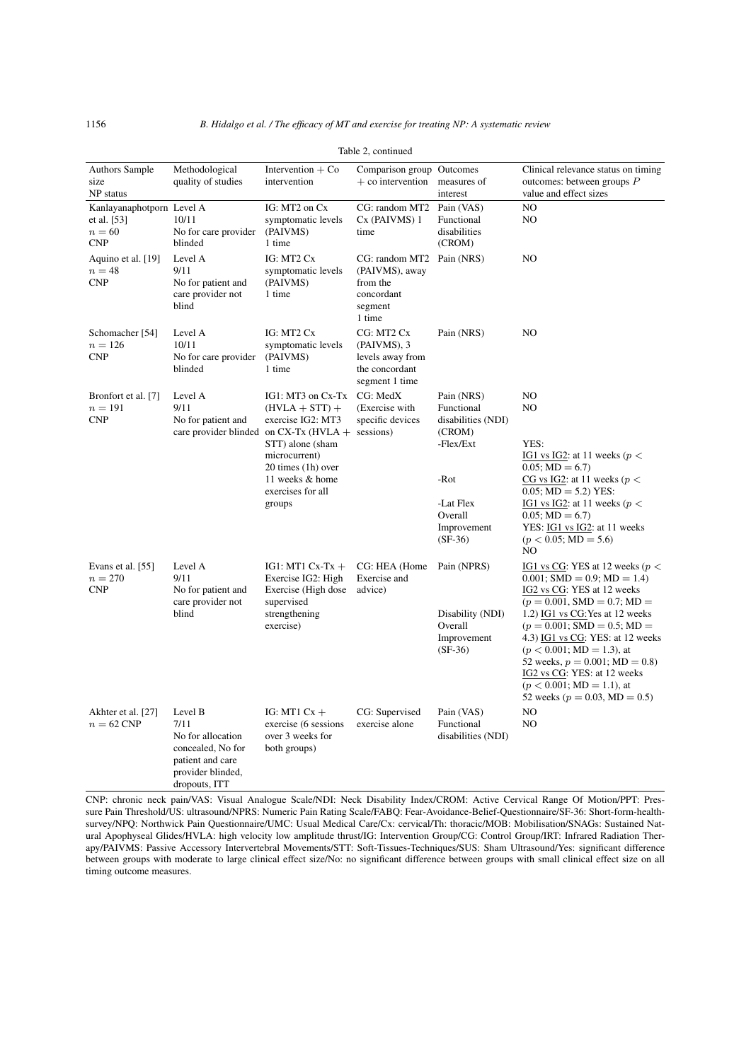Table 2, continued

| Authors Sample size NP status | Methodological quality of studies | Intervention + Co intervention | Comparison group + co intervention | Outcomes measures of interest | Clinical relevance status on timing outcomes: between groups $P$ value and effect sizes |
|---|---|---|---|---|---|
| Kanlayanaphotporn et al. [53] $n = 60$ CNP | Level A 10/11 No for care provider blinded | IG: MT2 on Cx symptomatic levels (PAIVMS) 1 time | CG: random MT2 Cx (PAIVMS) 1 time | Pain (VAS) Functional disabilities (CROM) | NO NO |
| Aquino et al. [19] $n = 48$ CNP | Level A 9/11 No for patient and care provider not blind | IG: MT2 Cx symptomatic levels (PAIVMS) 1 time | CG: random MT2 (PAIVMS), away from the concordant segment 1 time | Pain (NRS) | NO |
| Schomacher [54] $n = 126$ CNP | Level A 10/11 No for care provider blinded | IG: MT2 Cx symptomatic levels (PAIVMS) 1 time | CG: MT2 Cx (PAIVMS), 3 levels away from the concordant segment 1 time | Pain (NRS) | NO |
| Bronfort et al. [7] $n = 191$ CNP | Level A 9/11 No for patient and care provider blinded | IG1: MT3 on Cx-Tx (HVLA + STT) + exercise IG2: MT3 on CX-Tx (HVLA + STT) alone (sham microcurrent) 20 times (1h) over 11 weeks & home exercises for all groups | CG: MedX (Exercise with specific devices sessions) | Pain (NRS) Functional disabilities (NDI) (CROM) -Flex/Ext -Rot -Lat Flex Overall Improvement (SF-36) | NO NO YES: IG1 vs IG2: at 11 weeks ($p < 0.05$; MD = 6.7) CG vs IG2: at 11 weeks ($p < 0.05$; MD = 5.2) YES: IG1 vs IG2: at 11 weeks ($p < 0.05$; MD = 6.7) YES: IG1 vs IG2: at 11 weeks ($p < 0.05$; MD = 5.6) NO |
| Evans et al. [55] $n = 270$ CNP | Level A 9/11 No for patient and care provider not blind | IG1: MT1 Cx-Tx + Exercise IG2: High Exercise (High dose supervised strengthening exercise) | CG: HEA (Home Exercise and advice) | Pain (NPRS) Disability (NDI) Overall Improvement (SF-36) | IG1 vs CG: YES at 12 weeks ($p < 0.001$; SMD = 0.9; MD = 1.4) IG2 vs CG: YES at 12 weeks ($p = 0.001$, SMD = 0.7; MD = 1.2) IG1 vs CG: Yes at 12 weeks ($p = 0.001$; SMD = 0.5; MD = 4.3) IG1 vs CG: YES: at 12 weeks ($p < 0.001$; MD = 1.3), at 52 weeks, $p = 0.001$; MD = 0.8) IG2 vs CG: YES: at 12 weeks ($p < 0.001$; MD = 1.1), at 52 weeks ($p = 0.03$, MD = 0.5) |
| Akhter et al. [27] $n = 62$ CNP | Level B 7/11 No for allocation concealed, No for patient and care provider blinded, dropouts, ITT | IG: MT1 Cx + exercise (6 sessions over 3 weeks for both groups) | CG: Supervised exercise alone | Pain (VAS) Functional disabilities (NDI) | NO NO |

CNP: chronic neck pain/VAS: Visual Analogue Scale/NDI: Neck Disability Index/CROM: Active Cervical Range Of Motion/PPT: Pressure Pain Threshold/US: ultrasound/NPRS: Numeric Pain Rating Scale/FABQ: Fear-Avoidance-Belief-Questionnaire/SF-36: Short-form-health-survey/NPQ: Northwick Pain Questionnaire/UMC: Usual Medical Care/Cx: cervical/Th: thoracic/MOB: Mobilisation/SNAGs: Sustained Natural Apophyseal Glides/HVLA: high velocity low amplitude thrust/IG: Intervention Group/CG: Control Group/IRT: Infrared Radiation Therapy/PAIVMS: Passive Accessory Intervertebral Movements/STT: Soft-Tissues-Techniques/SUS: Sham Ultrasound/Yes: significant difference between groups with moderate to large clinical effect size/No: no significant difference between groups with small clinical effect size on all timing outcome measures.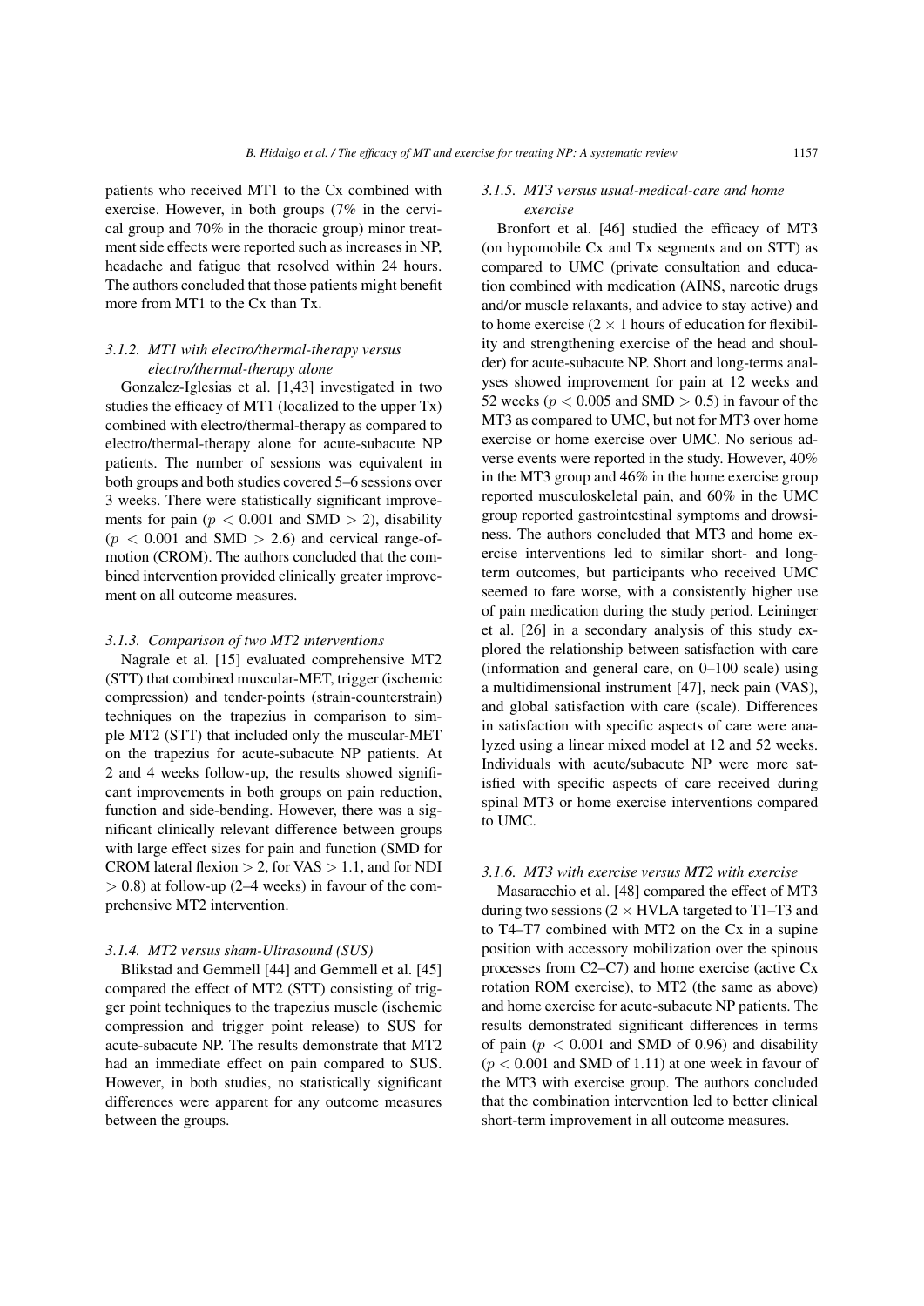patients who received MT1 to the Cx combined with exercise. However, in both groups (7% in the cervical group and 70% in the thoracic group) minor treatment side effects were reported such as increases in NP, headache and fatigue that resolved within 24 hours. The authors concluded that those patients might benefit more from MT1 to the Cx than Tx.

#### *3.1.2. MT1 with electro/thermal-therapy versus electro/thermal-therapy alone*

Gonzalez-Iglesias et al. [1,43] investigated in two studies the efficacy of MT1 (localized to the upper Tx) combined with electro/thermal-therapy as compared to electro/thermal-therapy alone for acute-subacute NP patients. The number of sessions was equivalent in both groups and both studies covered 5–6 sessions over 3 weeks. There were statistically significant improvements for pain ($p < 0.001$ and SMD $> 2$), disability ($p < 0.001$ and SMD $> 2.6$) and cervical range-of-motion (CROM). The authors concluded that the combined intervention provided clinically greater improvement on all outcome measures.

#### *3.1.3. Comparison of two MT2 interventions*

Nagrale et al. [15] evaluated comprehensive MT2 (STT) that combined muscular-MET, trigger (ischemic compression) and tender-points (strain-counterstrain) techniques on the trapezius in comparison to simple MT2 (STT) that included only the muscular-MET on the trapezius for acute-subacute NP patients. At 2 and 4 weeks follow-up, the results showed significant improvements in both groups on pain reduction, function and side-bending. However, there was a significant clinically relevant difference between groups with large effect sizes for pain and function (SMD for CROM lateral flexion $> 2$, for VAS $> 1.1$, and for NDI $> 0.8$) at follow-up (2–4 weeks) in favour of the comprehensive MT2 intervention.

#### *3.1.4. MT2 versus sham-Ultrasound (SUS)*

Blikstad and Gemmell [44] and Gemmell et al. [45] compared the effect of MT2 (STT) consisting of trigger point techniques to the trapezius muscle (ischemic compression and trigger point release) to SUS for acute-subacute NP. The results demonstrate that MT2 had an immediate effect on pain compared to SUS. However, in both studies, no statistically significant differences were apparent for any outcome measures between the groups.

#### *3.1.5. MT3 versus usual-medical-care and home exercise*

Bronfort et al. [46] studied the efficacy of MT3 (on hypomobile Cx and Tx segments and on STT) as compared to UMC (private consultation and education combined with medication (AINS, narcotic drugs and/or muscle relaxants, and advice to stay active) and to home exercise ($2 \times 1$ hours of education for flexibility and strengthening exercise of the head and shoulder) for acute-subacute NP. Short and long-terms analyses showed improvement for pain at 12 weeks and 52 weeks ($p < 0.005$ and SMD $> 0.5$) in favour of the MT3 as compared to UMC, but not for MT3 over home exercise or home exercise over UMC. No serious adverse events were reported in the study. However, 40% in the MT3 group and 46% in the home exercise group reported musculoskeletal pain, and 60% in the UMC group reported gastrointestinal symptoms and drowsiness. The authors concluded that MT3 and home exercise interventions led to similar short- and long-term outcomes, but participants who received UMC seemed to fare worse, with a consistently higher use of pain medication during the study period. Leininger et al. [26] in a secondary analysis of this study explored the relationship between satisfaction with care (information and general care, on 0–100 scale) using a multidimensional instrument [47], neck pain (VAS), and global satisfaction with care (scale). Differences in satisfaction with specific aspects of care were analyzed using a linear mixed model at 12 and 52 weeks. Individuals with acute/subacute NP were more satisfied with specific aspects of care received during spinal MT3 or home exercise interventions compared to UMC.

#### *3.1.6. MT3 with exercise versus MT2 with exercise*

Masaracchio et al. [48] compared the effect of MT3 during two sessions ($2 \times$ HVLA targeted to T1–T3 and to T4–T7 combined with MT2 on the Cx in a supine position with accessory mobilization over the spinous processes from C2–C7) and home exercise (active Cx rotation ROM exercise), to MT2 (the same as above) and home exercise for acute-subacute NP patients. The results demonstrated significant differences in terms of pain ($p < 0.001$ and SMD of 0.96) and disability ($p < 0.001$ and SMD of 1.11) at one week in favour of the MT3 with exercise group. The authors concluded that the combination intervention led to better clinical short-term improvement in all outcome measures.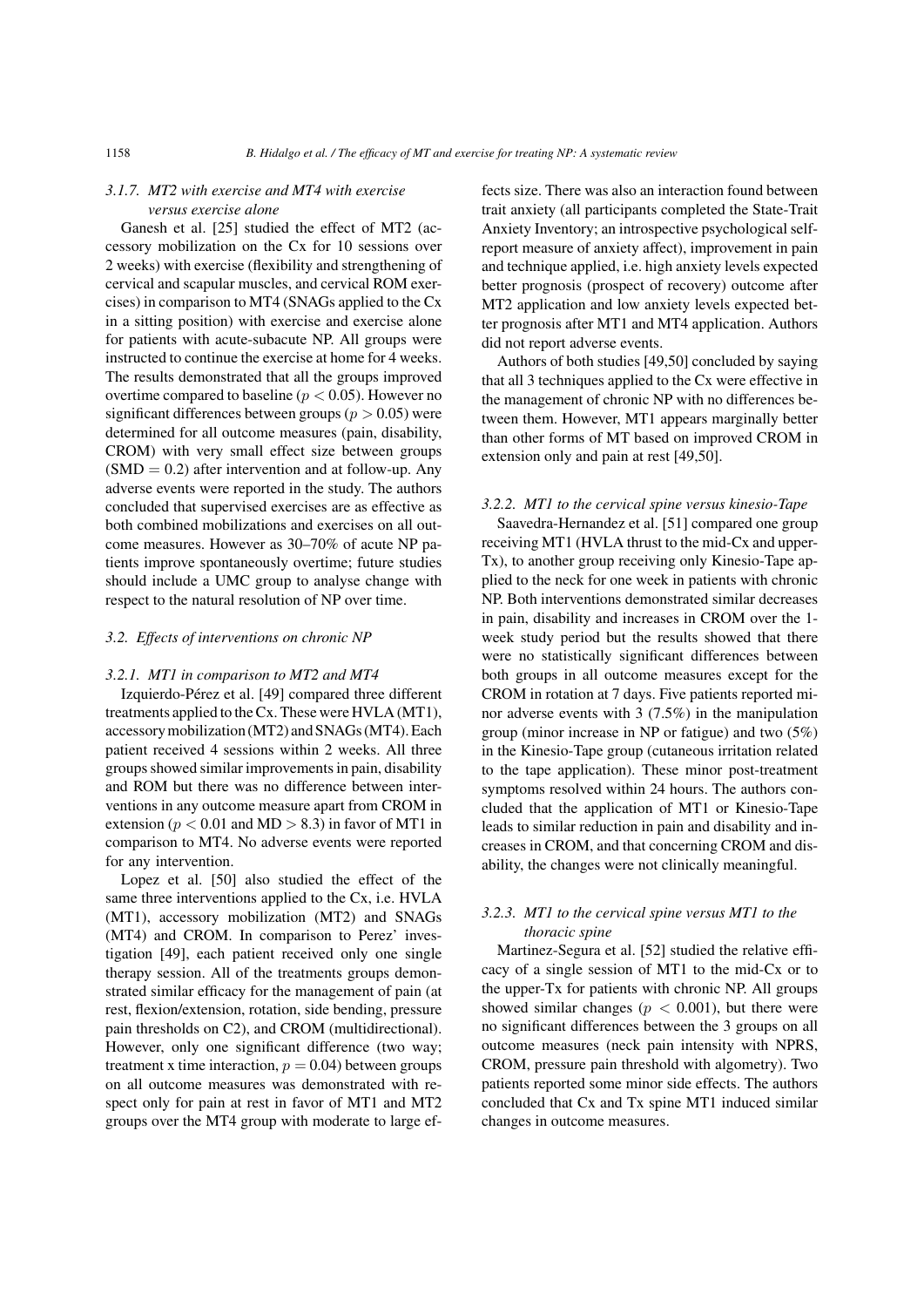#### 3.1.7. *MT2 with exercise and MT4 with exercise versus exercise alone*

Ganesh et al. [25] studied the effect of MT2 (accessory mobilization on the Cx for 10 sessions over 2 weeks) with exercise (flexibility and strengthening of cervical and scapular muscles, and cervical ROM exercises) in comparison to MT4 (SNAGs applied to the Cx in a sitting position) with exercise and exercise alone for patients with acute-subacute NP. All groups were instructed to continue the exercise at home for 4 weeks. The results demonstrated that all the groups improved overtime compared to baseline ($p < 0.05$). However no significant differences between groups ($p > 0.05$) were determined for all outcome measures (pain, disability, CROM) with very small effect size between groups (SMD $= 0.2$) after intervention and at follow-up. Any adverse events were reported in the study. The authors concluded that supervised exercises are as effective as both combined mobilizations and exercises on all outcome measures. However as 30–70% of acute NP patients improve spontaneously overtime; future studies should include a UMC group to analyse change with respect to the natural resolution of NP over time.

### 3.2. *Effects of interventions on chronic NP*

#### 3.2.1. *MT1 in comparison to MT2 and MT4*

Izquierdo-Pérez et al. [49] compared three different treatments applied to the Cx. These were HVLA (MT1), accessory mobilization (MT2) and SNAGs (MT4). Each patient received 4 sessions within 2 weeks. All three groups showed similar improvements in pain, disability and ROM but there was no difference between interventions in any outcome measure apart from CROM in extension ($p < 0.01$ and MD $> 8.3$) in favor of MT1 in comparison to MT4. No adverse events were reported for any intervention.

Lopez et al. [50] also studied the effect of the same three interventions applied to the Cx, i.e. HVLA (MT1), accessory mobilization (MT2) and SNAGs (MT4) and CROM. In comparison to Perez' investigation [49], each patient received only one single therapy session. All of the treatments groups demonstrated similar efficacy for the management of pain (at rest, flexion/extension, rotation, side bending, pressure pain thresholds on C2), and CROM (multidirectional). However, only one significant difference (two way; treatment x time interaction, $p = 0.04$) between groups on all outcome measures was demonstrated with respect only for pain at rest in favor of MT1 and MT2 groups over the MT4 group with moderate to large effects size. There was also an interaction found between trait anxiety (all participants completed the State-Trait Anxiety Inventory; an introspective psychological self-report measure of anxiety affect), improvement in pain and technique applied, i.e. high anxiety levels expected better prognosis (prospect of recovery) outcome after MT2 application and low anxiety levels expected better prognosis after MT1 and MT4 application. Authors did not report adverse events.

Authors of both studies [49,50] concluded by saying that all 3 techniques applied to the Cx were effective in the management of chronic NP with no differences between them. However, MT1 appears marginally better than other forms of MT based on improved CROM in extension only and pain at rest [49,50].

#### 3.2.2. *MT1 to the cervical spine versus kinesio-Tape*

Saavedra-Hernandez et al. [51] compared one group receiving MT1 (HVLA thrust to the mid-Cx and upper-Tx), to another group receiving only Kinesio-Tape applied to the neck for one week in patients with chronic NP. Both interventions demonstrated similar decreases in pain, disability and increases in CROM over the 1-week study period but the results showed that there were no statistically significant differences between both groups in all outcome measures except for the CROM in rotation at 7 days. Five patients reported minor adverse events with 3 (7.5%) in the manipulation group (minor increase in NP or fatigue) and two (5%) in the Kinesio-Tape group (cutaneous irritation related to the tape application). These minor post-treatment symptoms resolved within 24 hours. The authors concluded that the application of MT1 or Kinesio-Tape leads to similar reduction in pain and disability and increases in CROM, and that concerning CROM and disability, the changes were not clinically meaningful.

#### 3.2.3. *MT1 to the cervical spine versus MT1 to the thoracic spine*

Martinez-Segura et al. [52] studied the relative efficacy of a single session of MT1 to the mid-Cx or to the upper-Tx for patients with chronic NP. All groups showed similar changes ($p < 0.001$), but there were no significant differences between the 3 groups on all outcome measures (neck pain intensity with NPRS, CROM, pressure pain threshold with algometry). Two patients reported some minor side effects. The authors concluded that Cx and Tx spine MT1 induced similar changes in outcome measures.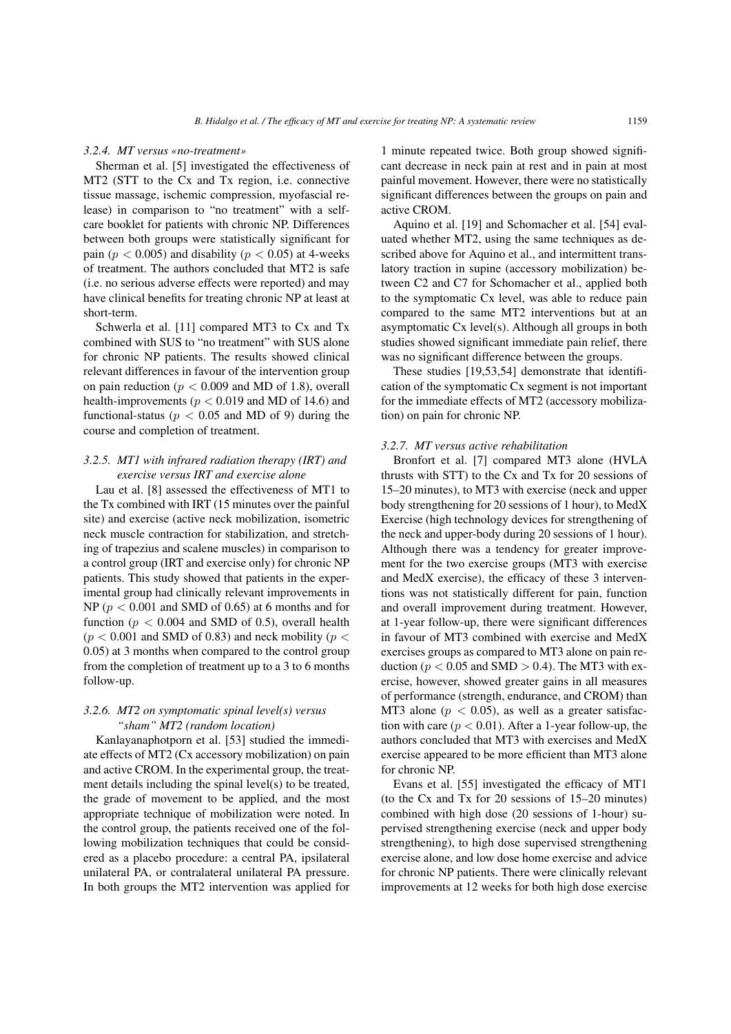#### 3.2.4. MT versus «no-treatment»

Sherman et al. [5] investigated the effectiveness of MT2 (STT to the Cx and Tx region, i.e. connective tissue massage, ischemic compression, myofascial release) in comparison to "no treatment" with a self-care booklet for patients with chronic NP. Differences between both groups were statistically significant for pain ($p < 0.005$) and disability ($p < 0.05$) at 4-weeks of treatment. The authors concluded that MT2 is safe (i.e. no serious adverse effects were reported) and may have clinical benefits for treating chronic NP at least at short-term.

Schwerla et al. [11] compared MT3 to Cx and Tx combined with SUS to "no treatment" with SUS alone for chronic NP patients. The results showed clinical relevant differences in favour of the intervention group on pain reduction ($p < 0.009$ and MD of 1.8), overall health-improvements ($p < 0.019$ and MD of 14.6) and functional-status ($p < 0.05$ and MD of 9) during the course and completion of treatment.

#### 3.2.5. MT1 with infrared radiation therapy (IRT) and exercise versus IRT and exercise alone

Lau et al. [8] assessed the effectiveness of MT1 to the Tx combined with IRT (15 minutes over the painful site) and exercise (active neck mobilization, isometric neck muscle contraction for stabilization, and stretching of trapezius and scalene muscles) in comparison to a control group (IRT and exercise only) for chronic NP patients. This study showed that patients in the experimental group had clinically relevant improvements in NP ($p < 0.001$ and SMD of 0.65) at 6 months and for function ($p < 0.004$ and SMD of 0.5), overall health ($p < 0.001$ and SMD of 0.83) and neck mobility ($p < 0.05$) at 3 months when compared to the control group from the completion of treatment up to a 3 to 6 months follow-up.

#### 3.2.6. MT2 on symptomatic spinal level(s) versus "sham" MT2 (random location)

Kanlayanaphotporn et al. [53] studied the immediate effects of MT2 (Cx accessory mobilization) on pain and active CROM. In the experimental group, the treatment details including the spinal level(s) to be treated, the grade of movement to be applied, and the most appropriate technique of mobilization were noted. In the control group, the patients received one of the following mobilization techniques that could be considered as a placebo procedure: a central PA, ipsilateral unilateral PA, or contralateral unilateral PA pressure. In both groups the MT2 intervention was applied for 1 minute repeated twice. Both group showed significant decrease in neck pain at rest and in pain at most painful movement. However, there were no statistically significant differences between the groups on pain and active CROM.

Aquino et al. [19] and Schomacher et al. [54] evaluated whether MT2, using the same techniques as described above for Aquino et al., and intermittent translatory traction in supine (accessory mobilization) between C2 and C7 for Schomacher et al., applied both to the symptomatic Cx level, was able to reduce pain compared to the same MT2 interventions but at an asymptomatic Cx level(s). Although all groups in both studies showed significant immediate pain relief, there was no significant difference between the groups.

These studies [19,53,54] demonstrate that identification of the symptomatic Cx segment is not important for the immediate effects of MT2 (accessory mobilization) on pain for chronic NP.

#### 3.2.7. MT versus active rehabilitation

Bronfort et al. [7] compared MT3 alone (HVLA thrusts with STT) to the Cx and Tx for 20 sessions of 15–20 minutes), to MT3 with exercise (neck and upper body strengthening for 20 sessions of 1 hour), to MedX Exercise (high technology devices for strengthening of the neck and upper-body during 20 sessions of 1 hour). Although there was a tendency for greater improvement for the two exercise groups (MT3 with exercise and MedX exercise), the efficacy of these 3 interventions was not statistically different for pain, function and overall improvement during treatment. However, at 1-year follow-up, there were significant differences in favour of MT3 combined with exercise and MedX exercises groups as compared to MT3 alone on pain reduction ($p < 0.05$ and SMD $> 0.4$). The MT3 with exercise, however, showed greater gains in all measures of performance (strength, endurance, and CROM) than MT3 alone ($p < 0.05$), as well as a greater satisfaction with care ($p < 0.01$). After a 1-year follow-up, the authors concluded that MT3 with exercises and MedX exercise appeared to be more efficient than MT3 alone for chronic NP.

Evans et al. [55] investigated the efficacy of MT1 (to the Cx and Tx for 20 sessions of 15–20 minutes) combined with high dose (20 sessions of 1-hour) supervised strengthening exercise (neck and upper body strengthening), to high dose supervised strengthening exercise alone, and low dose home exercise and advice for chronic NP patients. There were clinically relevant improvements at 12 weeks for both high dose exercise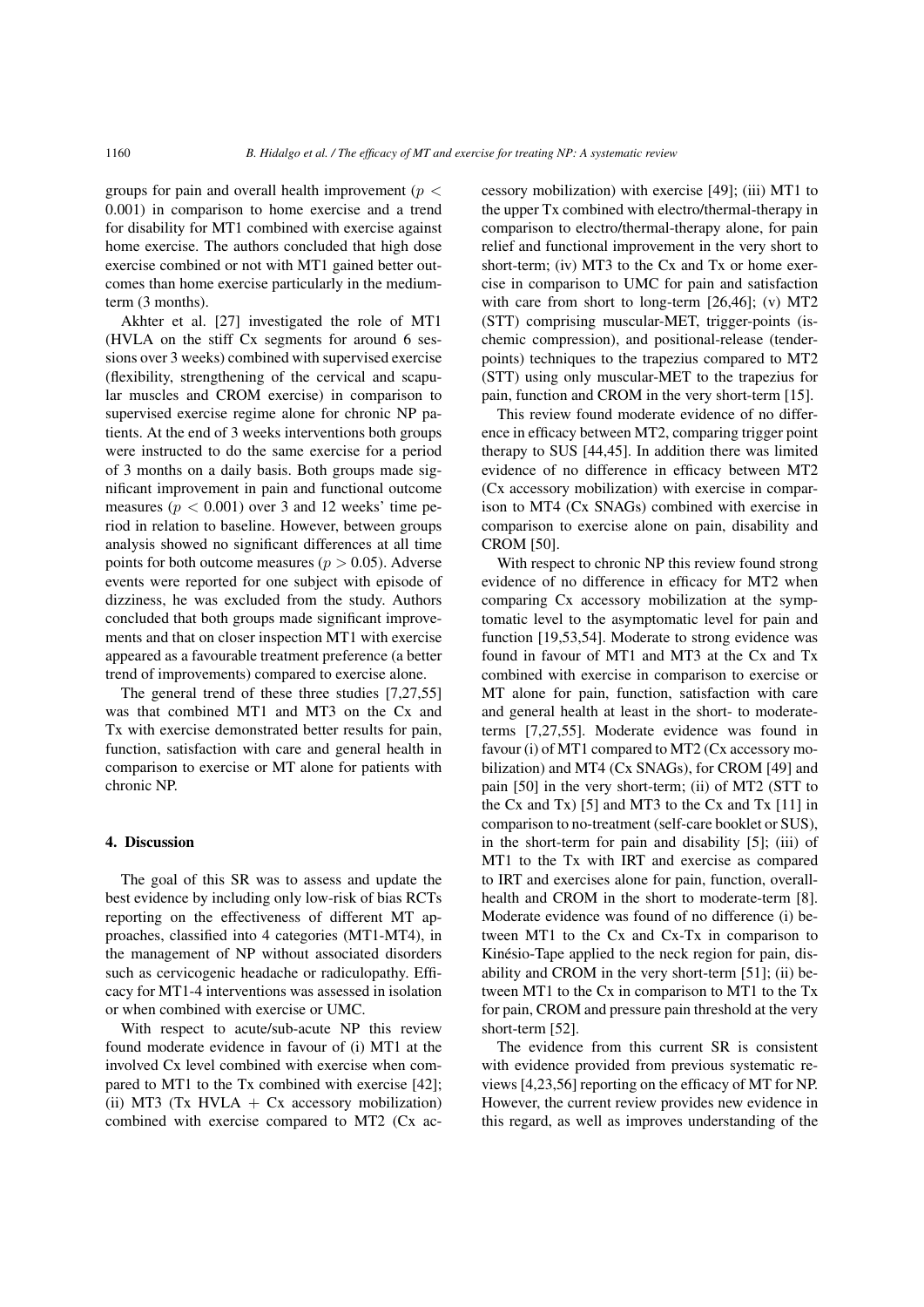groups for pain and overall health improvement ($p < 0.001$) in comparison to home exercise and a trend for disability for MT1 combined with exercise against home exercise. The authors concluded that high dose exercise combined or not with MT1 gained better outcomes than home exercise particularly in the medium-term (3 months).

Akhter et al. [27] investigated the role of MT1 (HVLA on the stiff Cx segments for around 6 sessions over 3 weeks) combined with supervised exercise (flexibility, strengthening of the cervical and scapular muscles and CROM exercise) in comparison to supervised exercise regime alone for chronic NP patients. At the end of 3 weeks interventions both groups were instructed to do the same exercise for a period of 3 months on a daily basis. Both groups made significant improvement in pain and functional outcome measures ($p < 0.001$) over 3 and 12 weeks' time period in relation to baseline. However, between groups analysis showed no significant differences at all time points for both outcome measures ($p > 0.05$). Adverse events were reported for one subject with episode of dizziness, he was excluded from the study. Authors concluded that both groups made significant improvements and that on closer inspection MT1 with exercise appeared as a favourable treatment preference (a better trend of improvements) compared to exercise alone.

The general trend of these three studies [7,27,55] was that combined MT1 and MT3 on the Cx and Tx with exercise demonstrated better results for pain, function, satisfaction with care and general health in comparison to exercise or MT alone for patients with chronic NP.

## 4. Discussion

The goal of this SR was to assess and update the best evidence by including only low-risk of bias RCTs reporting on the effectiveness of different MT approaches, classified into 4 categories (MT1-MT4), in the management of NP without associated disorders such as cervicogenic headache or radiculopathy. Efficacy for MT1-4 interventions was assessed in isolation or when combined with exercise or UMC.

With respect to acute/sub-acute NP this review found moderate evidence in favour of (i) MT1 at the involved Cx level combined with exercise when compared to MT1 to the Tx combined with exercise [42]; (ii) MT3 (Tx HVLA + Cx accessory mobilization) combined with exercise compared to MT2 (Cx accessory mobilization) with exercise [49]; (iii) MT1 to the upper Tx combined with electro/thermal-therapy in comparison to electro/thermal-therapy alone, for pain relief and functional improvement in the very short to short-term; (iv) MT3 to the Cx and Tx or home exercise in comparison to UMC for pain and satisfaction with care from short to long-term [26,46]; (v) MT2 (STT) comprising muscular-MET, trigger-points (ischemic compression), and positional-release (tender-points) techniques to the trapezius compared to MT2 (STT) using only muscular-MET to the trapezius for pain, function and CROM in the very short-term [15].

This review found moderate evidence of no difference in efficacy between MT2, comparing trigger point therapy to SUS [44,45]. In addition there was limited evidence of no difference in efficacy between MT2 (Cx accessory mobilization) with exercise in comparison to MT4 (Cx SNAGs) combined with exercise in comparison to exercise alone on pain, disability and CROM [50].

With respect to chronic NP this review found strong evidence of no difference in efficacy for MT2 when comparing Cx accessory mobilization at the symptomatic level to the asymptomatic level for pain and function [19,53,54]. Moderate to strong evidence was found in favour of MT1 and MT3 at the Cx and Tx combined with exercise in comparison to exercise or MT alone for pain, function, satisfaction with care and general health at least in the short- to moderate-terms [7,27,55]. Moderate evidence was found in favour (i) of MT1 compared to MT2 (Cx accessory mobilization) and MT4 (Cx SNAGs), for CROM [49] and pain [50] in the very short-term; (ii) of MT2 (STT to the Cx and Tx) [5] and MT3 to the Cx and Tx [11] in comparison to no-treatment (self-care booklet or SUS), in the short-term for pain and disability [5]; (iii) of MT1 to the Tx with IRT and exercise as compared to IRT and exercises alone for pain, function, overall-health and CROM in the short to moderate-term [8]. Moderate evidence was found of no difference (i) between MT1 to the Cx and Cx-Tx in comparison to Kinésio-Tape applied to the neck region for pain, disability and CROM in the very short-term [51]; (ii) between MT1 to the Cx in comparison to MT1 to the Tx for pain, CROM and pressure pain threshold at the very short-term [52].

The evidence from this current SR is consistent with evidence provided from previous systematic reviews [4,23,56] reporting on the efficacy of MT for NP. However, the current review provides new evidence in this regard, as well as improves understanding of the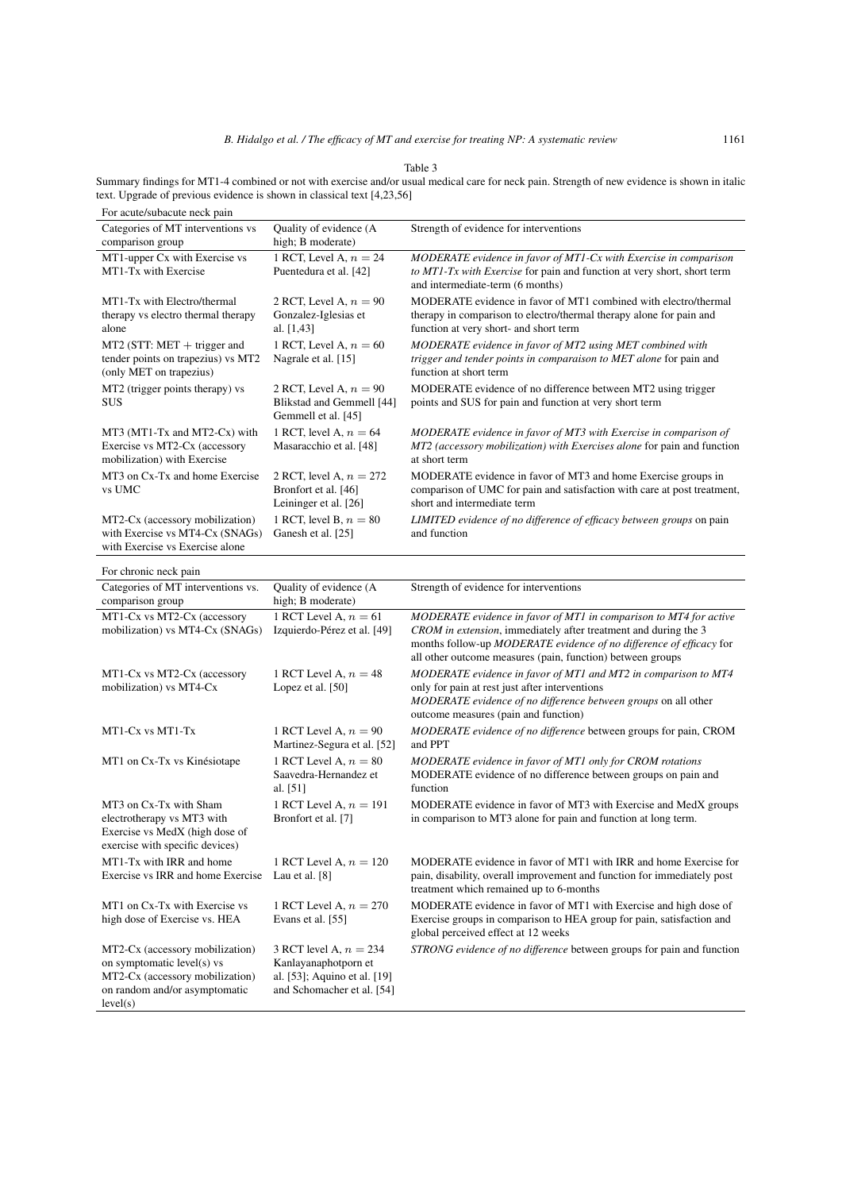Table 3

Summary findings for MT1-4 combined or not with exercise and/or usual medical care for neck pain. Strength of new evidence is shown in italic text. Upgrade of previous evidence is shown in classical text [4,23,56]

For acute/subacute neck pain

| Categories of MT interventions vs comparison group | Quality of evidence (A high; B moderate) | Strength of evidence for interventions |
|---|---|---|
| MT1-upper Cx with Exercise vs MT1-Tx with Exercise | 1 RCT, Level A, $n = 24$ Puentedura et al. [42] | *MODERATE evidence in favor of MT1-Cx with Exercise in comparison to MT1-Tx with Exercise* for pain and function at very short, short term and intermediate-term (6 months) |
| MT1-Tx with Electro/thermal therapy vs electro thermal therapy alone | 2 RCT, Level A, $n = 90$ Gonzalez-Iglesias et al. [1,43] | MODERATE evidence in favor of MT1 combined with electro/thermal therapy in comparison to electro/thermal therapy alone for pain and function at very short- and short term |
| MT2 (STT: MET + trigger and tender points on trapezius) vs MT2 (only MET on trapezius) | 1 RCT, Level A, $n = 60$ Nagrale et al. [15] | *MODERATE evidence in favor of MT2 using MET combined with trigger and tender points in comparaison to MET alone* for pain and function at short term |
| MT2 (trigger points therapy) vs SUS | 2 RCT, Level A, $n = 90$ Blikstad and Gemmell [44] Gemmell et al. [45] | MODERATE evidence of no difference between MT2 using trigger points and SUS for pain and function at very short term |
| MT3 (MT1-Tx and MT2-Cx) with Exercise vs MT2-Cx (accessory mobilization) with Exercise | 1 RCT, level A, $n = 64$ Masaracchio et al. [48] | *MODERATE evidence in favor of MT3 with Exercise in comparison of MT2 (accessory mobilization) with Exercises alone* for pain and function at short term |
| MT3 on Cx-Tx and home Exercise vs UMC | 2 RCT, level A, $n = 272$ Bronfort et al. [46] Leininger et al. [26] | MODERATE evidence in favor of MT3 and home Exercise groups in comparison of UMC for pain and satisfaction with care at post treatment, short and intermediate term |
| MT2-Cx (accessory mobilization) with Exercise vs MT4-Cx (SNAGs) with Exercise vs Exercise alone | 1 RCT, level B, $n = 80$ Ganesh et al. [25] | *LIMITED evidence of no difference of efficacy between groups* on pain and function |

For chronic neck pain

| Categories of MT interventions vs. comparison group | Quality of evidence (A high; B moderate) | Strength of evidence for interventions |
|---|---|---|
| MT1-Cx vs MT2-Cx (accessory mobilization) vs MT4-Cx (SNAGs) | 1 RCT Level A, $n = 61$ Izquierdo-Pérez et al. [49] | *MODERATE evidence in favor of MT1 in comparison to MT4 for active CROM in extension*, immediately after treatment and during the 3 months follow-up *MODERATE evidence of no difference of efficacy* for all other outcome measures (pain, function) between groups |
| MT1-Cx vs MT2-Cx (accessory mobilization) vs MT4-Cx | 1 RCT Level A, $n = 48$ Lopez et al. [50] | *MODERATE evidence in favor of MT1 and MT2 in comparison to MT4* only for pain at rest just after interventions *MODERATE evidence of no difference between groups* on all other outcome measures (pain and function) |
| MT1-Cx vs MT1-Tx | 1 RCT Level A, $n = 90$ Martinez-Segura et al. [52] | *MODERATE evidence of no difference* between groups for pain, CROM and PPT |
| MT1 on Cx-Tx vs Kinésiotape | 1 RCT Level A, $n = 80$ Saavedra-Hernandez et al. [51] | *MODERATE evidence in favor of MT1 only for CROM rotations* MODERATE evidence of no difference between groups on pain and function |
| MT3 on Cx-Tx with Sham electrotherapy vs MT3 with Exercise vs MedX (high dose of exercise with specific devices) | 1 RCT Level A, $n = 191$ Bronfort et al. [7] | MODERATE evidence in favor of MT3 with Exercise and MedX groups in comparison to MT3 alone for pain and function at long term. |
| MT1-Tx with IRR and home Exercise vs IRR and home Exercise | 1 RCT Level A, $n = 120$ Lau et al. [8] | MODERATE evidence in favor of MT1 with IRR and home Exercise for pain, disability, overall improvement and function for immediately post treatment which remained up to 6-months |
| MT1 on Cx-Tx with Exercise vs high dose of Exercise vs. HEA | 1 RCT Level A, $n = 270$ Evans et al. [55] | MODERATE evidence in favor of MT1 with Exercise and high dose of Exercise groups in comparison to HEA group for pain, satisfaction and global perceived effect at 12 weeks |
| MT2-Cx (accessory mobilization) on symptomatic level(s) vs MT2-Cx (accessory mobilization) on random and/or asymptomatic level(s) | 3 RCT level A, $n = 234$ Kanlayanaphotporn et al. [53]; Aquino et al. [19] and Schomacher et al. [54] | *STRONG evidence of no difference* between groups for pain and function |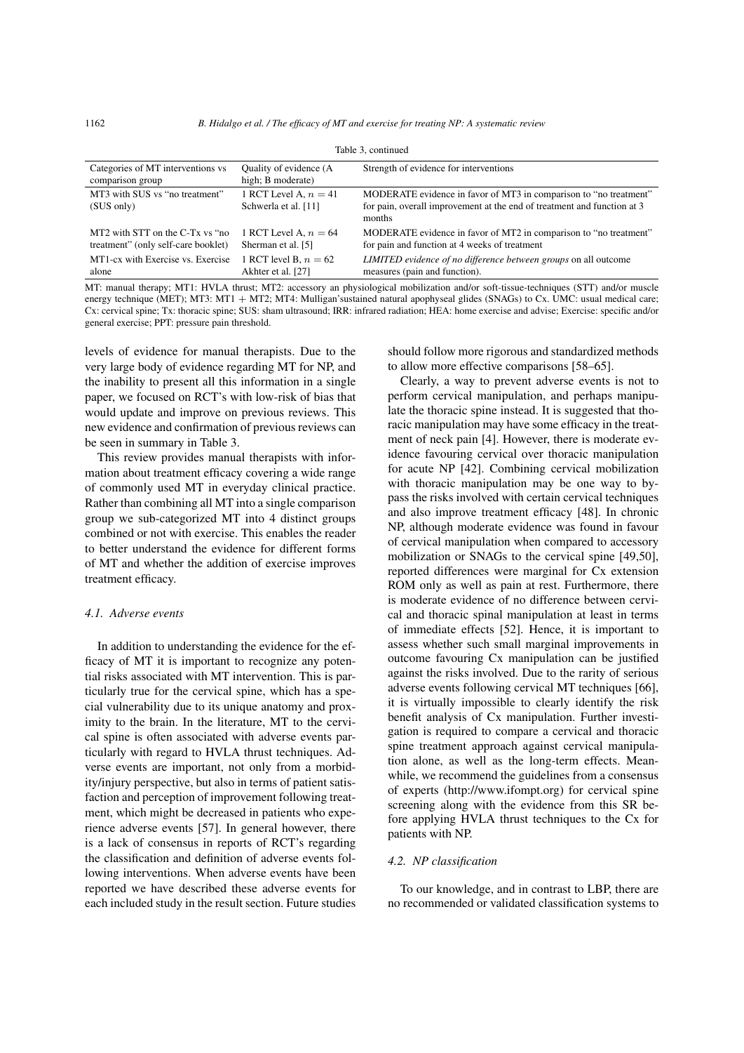Table 3, continued

| Categories of MT interventions vs comparison group | Quality of evidence (A high; B moderate) | Strength of evidence for interventions |
|---|---|---|
| MT3 with SUS vs "no treatment" (SUS only) | 1 RCT Level A, $n = 41$ Schwerla et al. [11] | MODERATE evidence in favor of MT3 in comparison to "no treatment" for pain, overall improvement at the end of treatment and function at 3 months |
| MT2 with STT on the C-Tx vs "no treatment" (only self-care booklet) | 1 RCT Level A, $n = 64$ Sherman et al. [5] | MODERATE evidence in favor of MT2 in comparison to "no treatment" for pain and function at 4 weeks of treatment |
| MT1-cx with Exercise vs. Exercise alone | 1 RCT level B, $n = 62$ Akhter et al. [27] | *LIMITED evidence of no difference between groups* on all outcome measures (pain and function). |

MT: manual therapy; MT1: HVLA thrust; MT2: accessory an physiological mobilization and/or soft-tissue-techniques (STT) and/or muscle energy technique (MET); MT3: MT1 + MT2; MT4: Mulligan'sustained natural apophyseal glides (SNAGs) to Cx. UMC: usual medical care; Cx: cervical spine; Tx: thoracic spine; SUS: sham ultrasound; IRR: infrared radiation; HEA: home exercise and advise; Exercise: specific and/or general exercise; PPT: pressure pain threshold.

levels of evidence for manual therapists. Due to the very large body of evidence regarding MT for NP, and the inability to present all this information in a single paper, we focused on RCT's with low-risk of bias that would update and improve on previous reviews. This new evidence and confirmation of previous reviews can be seen in summary in Table 3.

This review provides manual therapists with information about treatment efficacy covering a wide range of commonly used MT in everyday clinical practice. Rather than combining all MT into a single comparison group we sub-categorized MT into 4 distinct groups combined or not with exercise. This enables the reader to better understand the evidence for different forms of MT and whether the addition of exercise improves treatment efficacy.

### *4.1. Adverse events*

In addition to understanding the evidence for the efficacy of MT it is important to recognize any potential risks associated with MT intervention. This is particularly true for the cervical spine, which has a special vulnerability due to its unique anatomy and proximity to the brain. In the literature, MT to the cervical spine is often associated with adverse events particularly with regard to HVLA thrust techniques. Adverse events are important, not only from a morbidity/injury perspective, but also in terms of patient satisfaction and perception of improvement following treatment, which might be decreased in patients who experience adverse events [57]. In general however, there is a lack of consensus in reports of RCT's regarding the classification and definition of adverse events following interventions. When adverse events have been reported we have described these adverse events for each included study in the result section. Future studies should follow more rigorous and standardized methods to allow more effective comparisons [58–65].

Clearly, a way to prevent adverse events is not to perform cervical manipulation, and perhaps manipulate the thoracic spine instead. It is suggested that thoracic manipulation may have some efficacy in the treatment of neck pain [4]. However, there is moderate evidence favouring cervical over thoracic manipulation for acute NP [42]. Combining cervical mobilization with thoracic manipulation may be one way to bypass the risks involved with certain cervical techniques and also improve treatment efficacy [48]. In chronic NP, although moderate evidence was found in favour of cervical manipulation when compared to accessory mobilization or SNAGs to the cervical spine [49,50], reported differences were marginal for Cx extension ROM only as well as pain at rest. Furthermore, there is moderate evidence of no difference between cervical and thoracic spinal manipulation at least in terms of immediate effects [52]. Hence, it is important to assess whether such small marginal improvements in outcome favouring Cx manipulation can be justified against the risks involved. Due to the rarity of serious adverse events following cervical MT techniques [66], it is virtually impossible to clearly identify the risk benefit analysis of Cx manipulation. Further investigation is required to compare a cervical and thoracic spine treatment approach against cervical manipulation alone, as well as the long-term effects. Meanwhile, we recommend the guidelines from a consensus of experts (http://www.ifompt.org) for cervical spine screening along with the evidence from this SR before applying HVLA thrust techniques to the Cx for patients with NP.

### *4.2. NP classification*

To our knowledge, and in contrast to LBP, there are no recommended or validated classification systems to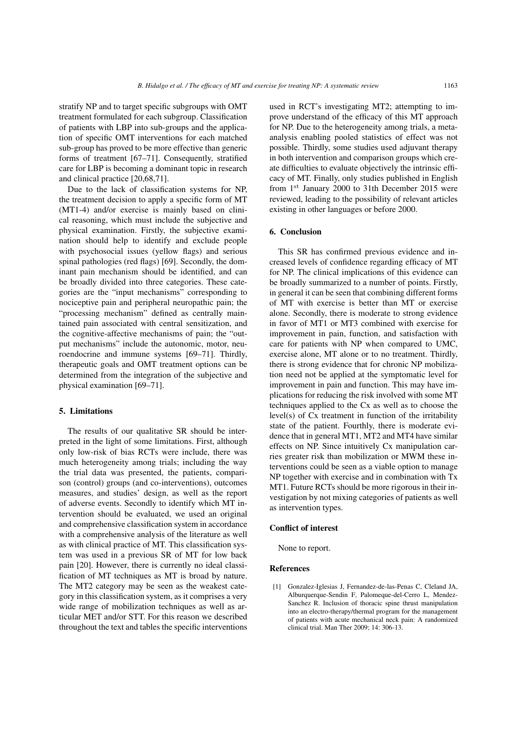stratify NP and to target specific subgroups with OMT treatment formulated for each subgroup. Classification of patients with LBP into sub-groups and the application of specific OMT interventions for each matched sub-group has proved to be more effective than generic forms of treatment [67–71]. Consequently, stratified care for LBP is becoming a dominant topic in research and clinical practice [20,68,71].

Due to the lack of classification systems for NP, the treatment decision to apply a specific form of MT (MT1-4) and/or exercise is mainly based on clinical reasoning, which must include the subjective and physical examination. Firstly, the subjective examination should help to identify and exclude people with psychosocial issues (yellow flags) and serious spinal pathologies (red flags) [69]. Secondly, the dominant pain mechanism should be identified, and can be broadly divided into three categories. These categories are the "input mechanisms" corresponding to nociceptive pain and peripheral neuropathic pain; the "processing mechanism" defined as centrally maintained pain associated with central sensitization, and the cognitive-affective mechanisms of pain; the "output mechanisms" include the autonomic, motor, neuroendocrine and immune systems [69–71]. Thirdly, therapeutic goals and OMT treatment options can be determined from the integration of the subjective and physical examination [69–71].

## 5. Limitations

The results of our qualitative SR should be interpreted in the light of some limitations. First, although only low-risk of bias RCTs were include, there was much heterogeneity among trials; including the way the trial data was presented, the patients, comparison (control) groups (and co-interventions), outcomes measures, and studies' design, as well as the report of adverse events. Secondly to identify which MT intervention should be evaluated, we used an original and comprehensive classification system in accordance with a comprehensive analysis of the literature as well as with clinical practice of MT. This classification system was used in a previous SR of MT for low back pain [20]. However, there is currently no ideal classification of MT techniques as MT is broad by nature. The MT2 category may be seen as the weakest category in this classification system, as it comprises a very wide range of mobilization techniques as well as articular MET and/or STT. For this reason we described throughout the text and tables the specific interventions used in RCT's investigating MT2; attempting to improve understand of the efficacy of this MT approach for NP. Due to the heterogeneity among trials, a meta-analysis enabling pooled statistics of effect was not possible. Thirdly, some studies used adjuvant therapy in both intervention and comparison groups which create difficulties to evaluate objectively the intrinsic efficacy of MT. Finally, only studies published in English from 1st January 2000 to 31th December 2015 were reviewed, leading to the possibility of relevant articles existing in other languages or before 2000.

## 6. Conclusion

This SR has confirmed previous evidence and increased levels of confidence regarding efficacy of MT for NP. The clinical implications of this evidence can be broadly summarized to a number of points. Firstly, in general it can be seen that combining different forms of MT with exercise is better than MT or exercise alone. Secondly, there is moderate to strong evidence in favor of MT1 or MT3 combined with exercise for improvement in pain, function, and satisfaction with care for patients with NP when compared to UMC, exercise alone, MT alone or to no treatment. Thirdly, there is strong evidence that for chronic NP mobilization need not be applied at the symptomatic level for improvement in pain and function. This may have implications for reducing the risk involved with some MT techniques applied to the Cx as well as to choose the level(s) of Cx treatment in function of the irritability state of the patient. Fourthly, there is moderate evidence that in general MT1, MT2 and MT4 have similar effects on NP. Since intuitively Cx manipulation carries greater risk than mobilization or MWM these interventions could be seen as a viable option to manage NP together with exercise and in combination with Tx MT1. Future RCTs should be more rigorous in their investigation by not mixing categories of patients as well as intervention types.

### Conflict of interest

None to report.

### References

[1] Gonzalez-Iglesias J, Fernandez-de-las-Penas C, Cleland JA, Alburquerque-Sendin F, Palomeque-del-Cerro L, Mendez-Sanchez R. Inclusion of thoracic spine thrust manipulation into an electro-therapy/thermal program for the management of patients with acute mechanical neck pain: A randomized clinical trial. Man Ther 2009; 14: 306-13.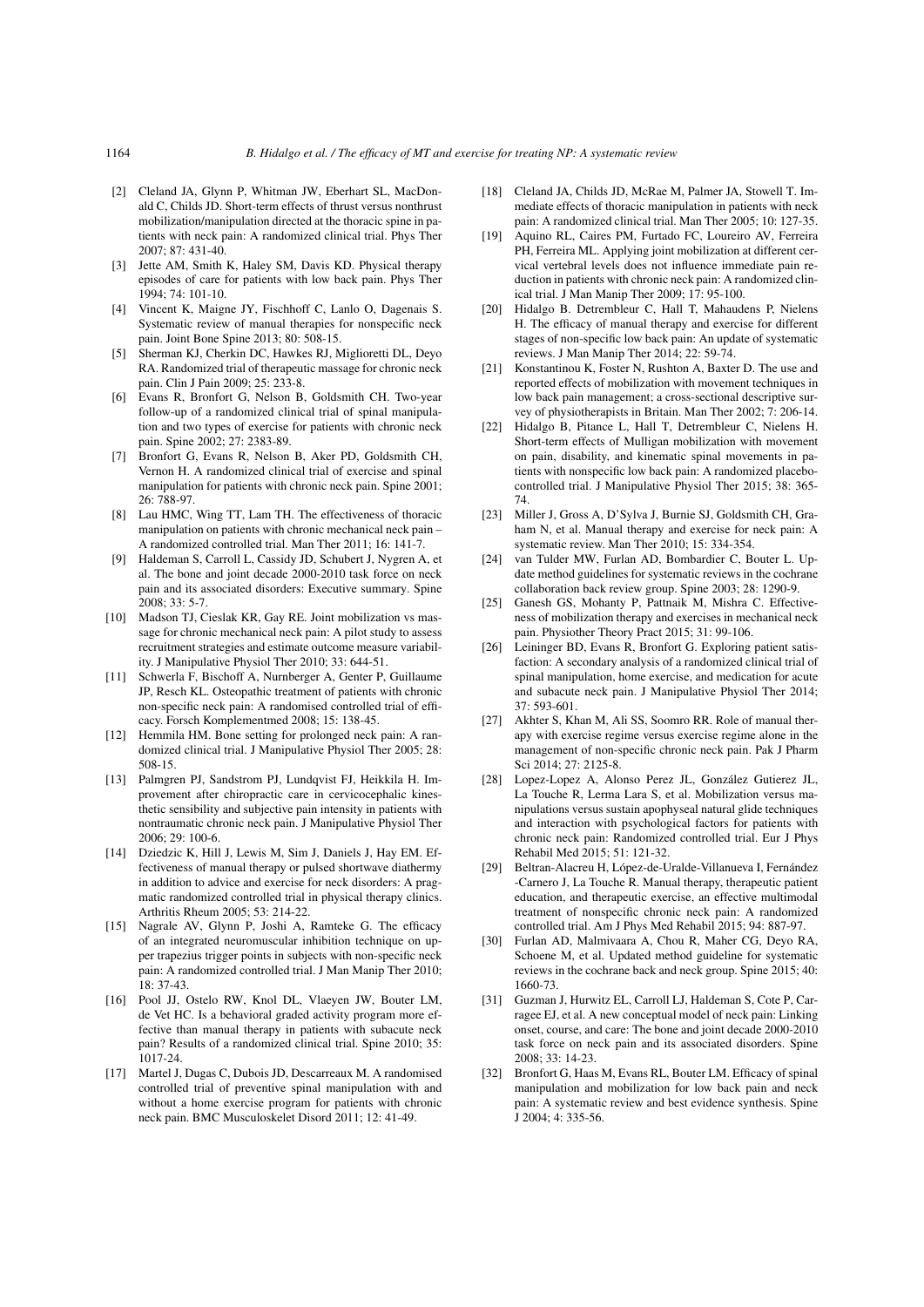[2] Cleland JA, Glynn P, Whitman JW, Eberhart SL, MacDonald C, Childs JD. Short-term effects of thrust versus nonthrust mobilization/manipulation directed at the thoracic spine in patients with neck pain: A randomized clinical trial. Phys Ther 2007; 87: 431-40.

[3] Jette AM, Smith K, Haley SM, Davis KD. Physical therapy episodes of care for patients with low back pain. Phys Ther 1994; 74: 101-10.

[4] Vincent K, Maigne JY, Fischhoff C, Lanlo O, Dagenais S. Systematic review of manual therapies for nonspecific neck pain. Joint Bone Spine 2013; 80: 508-15.

[5] Sherman KJ, Cherkin DC, Hawkes RJ, Miglioretti DL, Deyo RA. Randomized trial of therapeutic massage for chronic neck pain. Clin J Pain 2009; 25: 233-8.

[6] Evans R, Bronfort G, Nelson B, Goldsmith CH. Two-year follow-up of a randomized clinical trial of spinal manipulation and two types of exercise for patients with chronic neck pain. Spine 2002; 27: 2383-89.

[7] Bronfort G, Evans R, Nelson B, Aker PD, Goldsmith CH, Vernon H. A randomized clinical trial of exercise and spinal manipulation for patients with chronic neck pain. Spine 2001; 26: 788-97.

[8] Lau HMC, Wing TT, Lam TH. The effectiveness of thoracic manipulation on patients with chronic mechanical neck pain – A randomized controlled trial. Man Ther 2011; 16: 141-7.

[9] Haldeman S, Carroll L, Cassidy JD, Schubert J, Nygren A, et al. The bone and joint decade 2000-2010 task force on neck pain and its associated disorders: Executive summary. Spine 2008; 33: 5-7.

[10] Madson TJ, Cieslak KR, Gay RE. Joint mobilization vs massage for chronic mechanical neck pain: A pilot study to assess recruitment strategies and estimate outcome measure variability. J Manipulative Physiol Ther 2010; 33: 644-51.

[11] Schwerla F, Bischoff A, Nurnberger A, Genter P, Guillaume JP, Resch KL. Osteopathic treatment of patients with chronic non-specific neck pain: A randomised controlled trial of efficacy. Forsch Komplementmed 2008; 15: 138-45.

[12] Hemmila HM. Bone setting for prolonged neck pain: A randomized clinical trial. J Manipulative Physiol Ther 2005; 28: 508-15.

[13] Palmgren PJ, Sandstrom PJ, Lundqvist FJ, Heikkila H. Improvement after chiropractic care in cervicocephalic kinesthetic sensibility and subjective pain intensity in patients with nontraumatic chronic neck pain. J Manipulative Physiol Ther 2006; 29: 100-6.

[14] Dziedzic K, Hill J, Lewis M, Sim J, Daniels J, Hay EM. Effectiveness of manual therapy or pulsed shortwave diathermy in addition to advice and exercise for neck disorders: A pragmatic randomized controlled trial in physical therapy clinics. Arthritis Rheum 2005; 53: 214-22.

[15] Nagrale AV, Glynn P, Joshi A, Ramteke G. The efficacy of an integrated neuromuscular inhibition technique on upper trapezius trigger points in subjects with non-specific neck pain: A randomized controlled trial. J Man Manip Ther 2010; 18: 37-43.

[16] Pool JJ, Ostelo RW, Knol DL, Vlaeyen JW, Bouter LM, de Vet HC. Is a behavioral graded activity program more effective than manual therapy in patients with subacute neck pain? Results of a randomized clinical trial. Spine 2010; 35: 1017-24.

[17] Martel J, Dugas C, Dubois JD, Descarreaux M. A randomised controlled trial of preventive spinal manipulation with and without a home exercise program for patients with chronic neck pain. BMC Musculoskelet Disord 2011; 12: 41-49.

[18] Cleland JA, Childs JD, McRae M, Palmer JA, Stowell T. Immediate effects of thoracic manipulation in patients with neck pain: A randomized clinical trial. Man Ther 2005; 10: 127-35.

[19] Aquino RL, Caires PM, Furtado FC, Loureiro AV, Ferreira PH, Ferreira ML. Applying joint mobilization at different cervical vertebral levels does not influence immediate pain reduction in patients with chronic neck pain: A randomized clinical trial. J Man Manip Ther 2009; 17: 95-100.

[20] Hidalgo B. Detrembleur C, Hall T, Mahaudens P, Nielens H. The efficacy of manual therapy and exercise for different stages of non-specific low back pain: An update of systematic reviews. J Man Manip Ther 2014; 22: 59-74.

[21] Konstantinou K, Foster N, Rushton A, Baxter D. The use and reported effects of mobilization with movement techniques in low back pain management; a cross-sectional descriptive survey of physiotherapists in Britain. Man Ther 2002; 7: 206-14.

[22] Hidalgo B, Pitance L, Hall T, Detrembleur C, Nielens H. Short-term effects of Mulligan mobilization with movement on pain, disability, and kinematic spinal movements in patients with nonspecific low back pain: A randomized placebo-controlled trial. J Manipulative Physiol Ther 2015; 38: 365-74.

[23] Miller J, Gross A, D'Sylva J, Burnie SJ, Goldsmith CH, Graham N, et al. Manual therapy and exercise for neck pain: A systematic review. Man Ther 2010; 15: 334-354.

[24] van Tulder MW, Furlan AD, Bombardier C, Bouter L. Update method guidelines for systematic reviews in the cochrane collaboration back review group. Spine 2003; 28: 1290-9.

[25] Ganesh GS, Mohanty P, Pattnaik M, Mishra C. Effectiveness of mobilization therapy and exercises in mechanical neck pain. Physiother Theory Pract 2015; 31: 99-106.

[26] Leininger BD, Evans R, Bronfort G. Exploring patient satisfaction: A secondary analysis of a randomized clinical trial of spinal manipulation, home exercise, and medication for acute and subacute neck pain. J Manipulative Physiol Ther 2014; 37: 593-601.

[27] Akhter S, Khan M, Ali SS, Soomro RR. Role of manual therapy with exercise regime versus exercise regime alone in the management of non-specific chronic neck pain. Pak J Pharm Sci 2014; 27: 2125-8.

[28] Lopez-Lopez A, Alonso Perez JL, González Gutierez JL, La Touche R, Lerma Lara S, et al. Mobilization versus manipulations versus sustain apophyseal natural glide techniques and interaction with psychological factors for patients with chronic neck pain: Randomized controlled trial. Eur J Phys Rehabil Med 2015; 51: 121-32.

[29] Beltran-Alacreu H, López-de-Uralde-Villanueva I, Fernández -Carnero J, La Touche R. Manual therapy, therapeutic patient education, and therapeutic exercise, an effective multimodal treatment of nonspecific chronic neck pain: A randomized controlled trial. Am J Phys Med Rehabil 2015; 94: 887-97.

[30] Furlan AD, Malmivaara A, Chou R, Maher CG, Deyo RA, Schoene M, et al. Updated method guideline for systematic reviews in the cochrane back and neck group. Spine 2015; 40: 1660-73.

[31] Guzman J, Hurwitz EL, Carroll LJ, Haldeman S, Cote P, Carragee EJ, et al. A new conceptual model of neck pain: Linking onset, course, and care: The bone and joint decade 2000-2010 task force on neck pain and its associated disorders. Spine 2008; 33: 14-23.

[32] Bronfort G, Haas M, Evans RL, Bouter LM. Efficacy of spinal manipulation and mobilization for low back pain and neck pain: A systematic review and best evidence synthesis. Spine J 2004; 4: 335-56.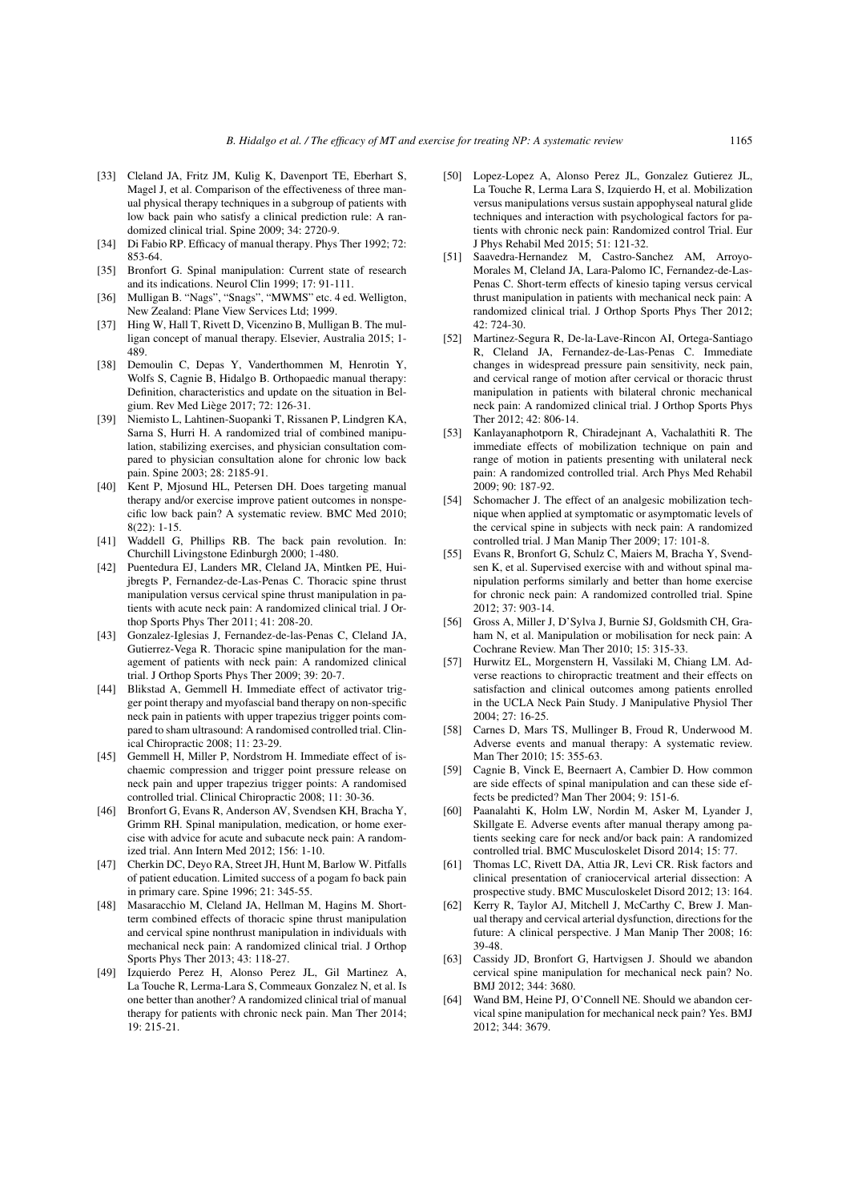[33] Cleland JA, Fritz JM, Kulig K, Davenport TE, Eberhart S, Magel J, et al. Comparison of the effectiveness of three manual physical therapy techniques in a subgroup of patients with low back pain who satisfy a clinical prediction rule: A randomized clinical trial. Spine 2009; 34: 2720-9.

[34] Di Fabio RP. Efficacy of manual therapy. Phys Ther 1992; 72: 853-64.

[35] Bronfort G. Spinal manipulation: Current state of research and its indications. Neurol Clin 1999; 17: 91-111.

[36] Mulligan B. "Nags", "Snags", "MWMS" etc. 4 ed. Welligton, New Zealand: Plane View Services Ltd; 1999.

[37] Hing W, Hall T, Rivett D, Vicenzino B, Mulligan B. The mulligan concept of manual therapy. Elsevier, Australia 2015; 1-489.

[38] Demoulin C, Depas Y, Vanderthommen M, Henrotin Y, Wolfs S, Cagnie B, Hidalgo B. Orthopaedic manual therapy: Definition, characteristics and update on the situation in Belgium. Rev Med Liège 2017; 72: 126-31.

[39] Niemisto L, Lahtinen-Suopanki T, Rissanen P, Lindgren KA, Sarna S, Hurri H. A randomized trial of combined manipulation, stabilizing exercises, and physician consultation compared to physician consultation alone for chronic low back pain. Spine 2003; 28: 2185-91.

[40] Kent P, Mjosund HL, Petersen DH. Does targeting manual therapy and/or exercise improve patient outcomes in nonspecific low back pain? A systematic review. BMC Med 2010; 8(22): 1-15.

[41] Waddell G, Phillips RB. The back pain revolution. In: Churchill Livingstone Edinburgh 2000; 1-480.

[42] Puentedura EJ, Landers MR, Cleland JA, Mintken PE, Huijbregts P, Fernandez-de-Las-Penas C. Thoracic spine thrust manipulation versus cervical spine thrust manipulation in patients with acute neck pain: A randomized clinical trial. J Orthop Sports Phys Ther 2011; 41: 208-20.

[43] Gonzalez-Iglesias J, Fernandez-de-las-Penas C, Cleland JA, Gutierrez-Vega R. Thoracic spine manipulation for the management of patients with neck pain: A randomized clinical trial. J Orthop Sports Phys Ther 2009; 39: 20-7.

[44] Blikstad A, Gemmell H. Immediate effect of activator trigger point therapy and myofascial band therapy on non-specific neck pain in patients with upper trapezius trigger points compared to sham ultrasound: A randomised controlled trial. Clinical Chiropractic 2008; 11: 23-29.

[45] Gemmell H, Miller P, Nordstrom H. Immediate effect of ischaemic compression and trigger point pressure release on neck pain and upper trapezius trigger points: A randomised controlled trial. Clinical Chiropractic 2008; 11: 30-36.

[46] Bronfort G, Evans R, Anderson AV, Svendsen KH, Bracha Y, Grimm RH. Spinal manipulation, medication, or home exercise with advice for acute and subacute neck pain: A randomized trial. Ann Intern Med 2012; 156: 1-10.

[47] Cherkin DC, Deyo RA, Street JH, Hunt M, Barlow W. Pitfalls of patient education. Limited success of a pogam fo back pain in primary care. Spine 1996; 21: 345-55.

[48] Masaracchio M, Cleland JA, Hellman M, Hagins M. Short-term combined effects of thoracic spine thrust manipulation and cervical spine nonthrust manipulation in individuals with mechanical neck pain: A randomized clinical trial. J Orthop Sports Phys Ther 2013; 43: 118-27.

[49] Izquierdo Perez H, Alonso Perez JL, Gil Martinez A, La Touche R, Lerma-Lara S, Commeaux Gonzalez N, et al. Is one better than another? A randomized clinical trial of manual therapy for patients with chronic neck pain. Man Ther 2014; 19: 215-21.

[50] Lopez-Lopez A, Alonso Perez JL, Gonzalez Gutierez JL, La Touche R, Lerma Lara S, Izquierdo H, et al. Mobilization versus manipulations versus sustain appophyseal natural glide techniques and interaction with psychological factors for patients with chronic neck pain: Randomized control Trial. Eur J Phys Rehabil Med 2015; 51: 121-32.

[51] Saavedra-Hernandez M, Castro-Sanchez AM, Arroyo-Morales M, Cleland JA, Lara-Palomo IC, Fernandez-de-Las-Penas C. Short-term effects of kinesio taping versus cervical thrust manipulation in patients with mechanical neck pain: A randomized clinical trial. J Orthop Sports Phys Ther 2012; 42: 724-30.

[52] Martinez-Segura R, De-la-Lave-Rincon AI, Ortega-Santiago R, Cleland JA, Fernandez-de-Las-Penas C. Immediate changes in widespread pressure pain sensitivity, neck pain, and cervical range of motion after cervical or thoracic thrust manipulation in patients with bilateral chronic mechanical neck pain: A randomized clinical trial. J Orthop Sports Phys Ther 2012; 42: 806-14.

[53] Kanlayanaphotporn R, Chiradejnant A, Vachalathiti R. The immediate effects of mobilization technique on pain and range of motion in patients presenting with unilateral neck pain: A randomized controlled trial. Arch Phys Med Rehabil 2009; 90: 187-92.

[54] Schomacher J. The effect of an analgesic mobilization technique when applied at symptomatic or asymptomatic levels of the cervical spine in subjects with neck pain: A randomized controlled trial. J Man Manip Ther 2009; 17: 101-8.

[55] Evans R, Bronfort G, Schulz C, Maiers M, Bracha Y, Svendsen K, et al. Supervised exercise with and without spinal manipulation performs similarly and better than home exercise for chronic neck pain: A randomized controlled trial. Spine 2012; 37: 903-14.

[56] Gross A, Miller J, D'Sylva J, Burnie SJ, Goldsmith CH, Graham N, et al. Manipulation or mobilisation for neck pain: A Cochrane Review. Man Ther 2010; 15: 315-33.

[57] Hurwitz EL, Morgenstern H, Vassilaki M, Chiang LM. Adverse reactions to chiropractic treatment and their effects on satisfaction and clinical outcomes among patients enrolled in the UCLA Neck Pain Study. J Manipulative Physiol Ther 2004; 27: 16-25.

[58] Carnes D, Mars TS, Mullinger B, Froud R, Underwood M. Adverse events and manual therapy: A systematic review. Man Ther 2010; 15: 355-63.

[59] Cagnie B, Vinck E, Beernaert A, Cambier D. How common are side effects of spinal manipulation and can these side effects be predicted? Man Ther 2004; 9: 151-6.

[60] Paanalahti K, Holm LW, Nordin M, Asker M, Lyander J, Skillgate E. Adverse events after manual therapy among patients seeking care for neck and/or back pain: A randomized controlled trial. BMC Musculoskelet Disord 2014; 15: 77.

[61] Thomas LC, Rivett DA, Attia JR, Levi CR. Risk factors and clinical presentation of craniocervical arterial dissection: A prospective study. BMC Musculoskelet Disord 2012; 13: 164.

[62] Kerry R, Taylor AJ, Mitchell J, McCarthy C, Brew J. Manual therapy and cervical arterial dysfunction, directions for the future: A clinical perspective. J Man Manip Ther 2008; 16: 39-48.

[63] Cassidy JD, Bronfort G, Hartvigsen J. Should we abandon cervical spine manipulation for mechanical neck pain? No. BMJ 2012; 344: 3680.

[64] Wand BM, Heine PJ, O'Connell NE. Should we abandon cervical spine manipulation for mechanical neck pain? Yes. BMJ 2012; 344: 3679.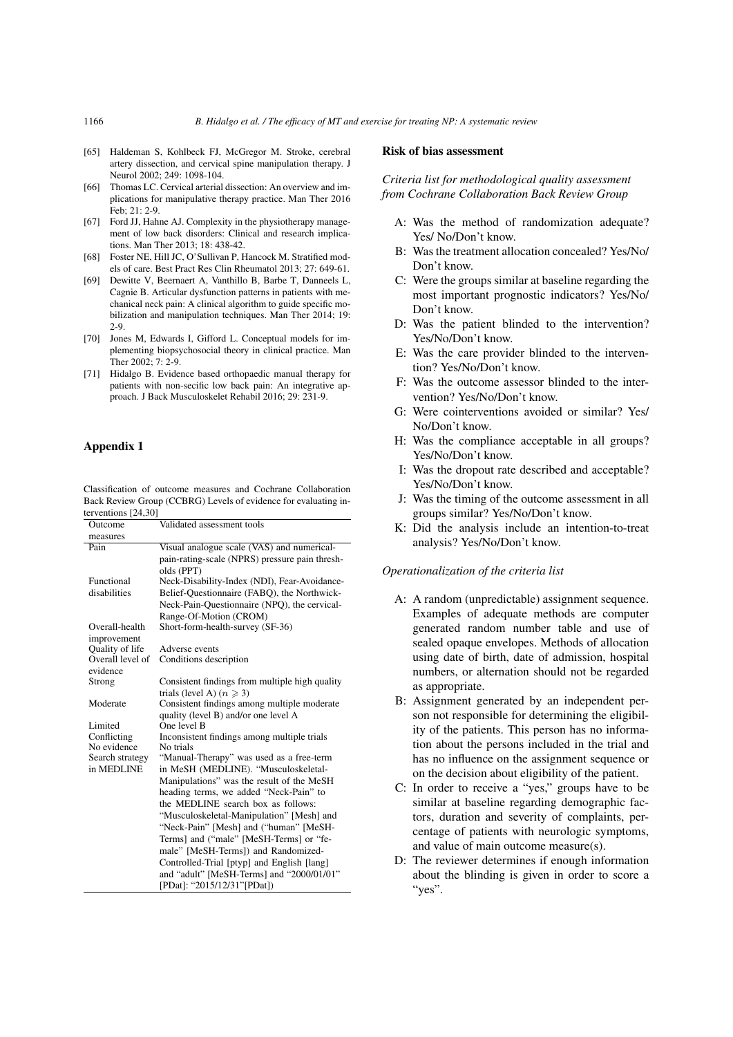[65] Haldeman S, Kohlbeck FJ, McGregor M. Stroke, cerebral artery dissection, and cervical spine manipulation therapy. J Neurol 2002; 249: 1098-104.

[66] Thomas LC. Cervical arterial dissection: An overview and implications for manipulative therapy practice. Man Ther 2016 Feb; 21: 2-9.

[67] Ford JJ, Hahne AJ. Complexity in the physiotherapy management of low back disorders: Clinical and research implications. Man Ther 2013; 18: 438-42.

[68] Foster NE, Hill JC, O'Sullivan P, Hancock M. Stratified models of care. Best Pract Res Clin Rheumatol 2013; 27: 649-61.

[69] Dewitte V, Beernaert A, Vanthillo B, Barbe T, Danneels L, Cagnie B. Articular dysfunction patterns in patients with mechanical neck pain: A clinical algorithm to guide specific mobilization and manipulation techniques. Man Ther 2014; 19: 2-9.

[70] Jones M, Edwards I, Gifford L. Conceptual models for implementing biopsychosocial theory in clinical practice. Man Ther 2002; 7: 2-9.

[71] Hidalgo B. Evidence based orthopaedic manual therapy for patients with non-secific low back pain: An integrative approach. J Back Musculoskelet Rehabil 2016; 29: 231-9.

## Appendix 1

Classification of outcome measures and Cochrane Collaboration Back Review Group (CCBRG) Levels of evidence for evaluating interventions [24,30]

| Outcome measures | Validated assessment tools |
|---|---|
| Pain | Visual analogue scale (VAS) and numerical-pain-rating-scale (NPRS) pressure pain thresholds (PPT) |
| Functional disabilities | Neck-Disability-Index (NDI), Fear-Avoidance-Belief-Questionnaire (FABQ), the Northwick-Neck-Pain-Questionnaire (NPQ), the cervical-Range-Of-Motion (CROM) |
| Overall-health improvement | Short-form-health-survey (SF-36) |
| Quality of life | Adverse events |
| Overall level of evidence | Conditions description |
| Strong | Consistent findings from multiple high quality trials (level A) ($n \geqslant 3$) |
| Moderate | Consistent findings among multiple moderate quality (level B) and/or one level A |
| Limited | One level B |
| Conflicting | Inconsistent findings among multiple trials |
| No evidence | No trials |
| Search strategy in MEDLINE | "Manual-Therapy" was used as a free-term in MeSH (MEDLINE). "Musculoskeletal-Manipulations" was the result of the MeSH heading terms, we added "Neck-Pain" to the MEDLINE search box as follows: "Musculoskeletal-Manipulation" [Mesh] and "Neck-Pain" [Mesh] and ("human" [MeSH-Terms] and ("male" [MeSH-Terms] or "female" [MeSH-Terms]) and Randomized-Controlled-Trial [ptyp] and English [lang] and "adult" [MeSH-Terms] and "2000/01/01" [PDat]: "2015/12/31"[PDat]) |

### Risk of bias assessment

*Criteria list for methodological quality assessment from Cochrane Collaboration Back Review Group*

- A: Was the method of randomization adequate? Yes/ No/Don't know.
- B: Was the treatment allocation concealed? Yes/No/ Don't know.
- C: Were the groups similar at baseline regarding the most important prognostic indicators? Yes/No/ Don't know.
- D: Was the patient blinded to the intervention? Yes/No/Don't know.
- E: Was the care provider blinded to the intervention? Yes/No/Don't know.
- F: Was the outcome assessor blinded to the intervention? Yes/No/Don't know.
- G: Were cointerventions avoided or similar? Yes/ No/Don't know.
- H: Was the compliance acceptable in all groups? Yes/No/Don't know.
- I: Was the dropout rate described and acceptable? Yes/No/Don't know.
- J: Was the timing of the outcome assessment in all groups similar? Yes/No/Don't know.
- K: Did the analysis include an intention-to-treat analysis? Yes/No/Don't know.

*Operationalization of the criteria list*

- A: A random (unpredictable) assignment sequence. Examples of adequate methods are computer generated random number table and use of sealed opaque envelopes. Methods of allocation using date of birth, date of admission, hospital numbers, or alternation should not be regarded as appropriate.
- B: Assignment generated by an independent person not responsible for determining the eligibility of the patients. This person has no information about the persons included in the trial and has no influence on the assignment sequence or on the decision about eligibility of the patient.
- C: In order to receive a "yes," groups have to be similar at baseline regarding demographic factors, duration and severity of complaints, percentage of patients with neurologic symptoms, and value of main outcome measure(s).
- D: The reviewer determines if enough information about the blinding is given in order to score a "yes".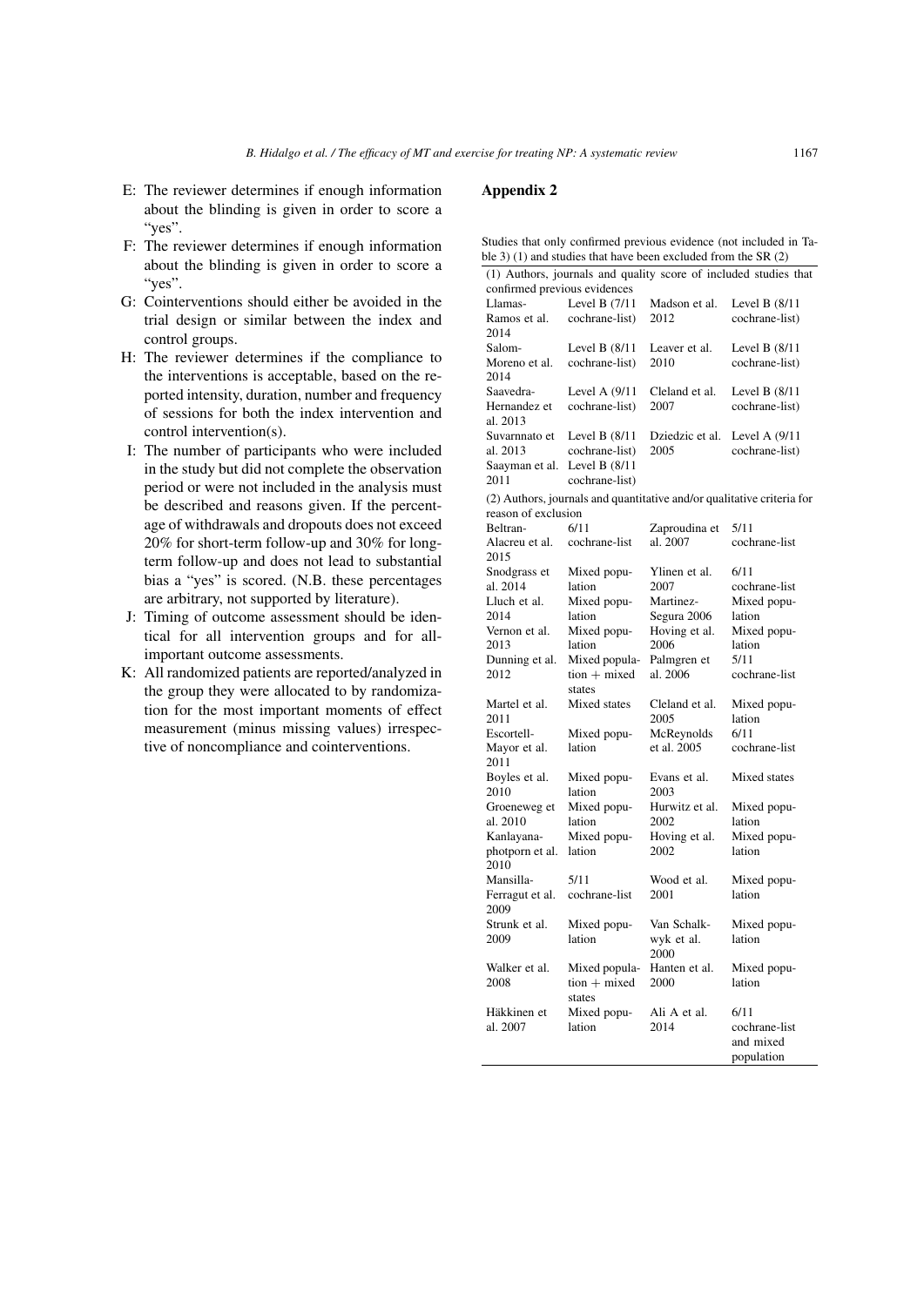- E: The reviewer determines if enough information about the blinding is given in order to score a "yes".
- F: The reviewer determines if enough information about the blinding is given in order to score a "yes".
- G: Cointerventions should either be avoided in the trial design or similar between the index and control groups.
- H: The reviewer determines if the compliance to the interventions is acceptable, based on the reported intensity, duration, number and frequency of sessions for both the index intervention and control intervention(s).
- I: The number of participants who were included in the study but did not complete the observation period or were not included in the analysis must be described and reasons given. If the percentage of withdrawals and dropouts does not exceed 20% for short-term follow-up and 30% for long-term follow-up and does not lead to substantial bias a "yes" is scored. (N.B. these percentages are arbitrary, not supported by literature).
- J: Timing of outcome assessment should be identical for all intervention groups and for all-important outcome assessments.
- K: All randomized patients are reported/analyzed in the group they were allocated to by randomization for the most important moments of effect measurement (minus missing values) irrespective of noncompliance and cointerventions.

## Appendix 2

Studies that only confirmed previous evidence (not included in Table 3) (1) and studies that have been excluded from the SR (2)

| (1) Authors, journals and quality score of included studies that confirmed previous evidences | | | |
|---|---|---|---|
| Llamas-Ramos et al. 2014 | Level B (7/11 cochrane-list) | Madson et al. 2012 | Level B (8/11 cochrane-list) |
| Salom-Moreno et al. 2014 | Level B (8/11 cochrane-list) | Leaver et al. 2010 | Level B (8/11 cochrane-list) |
| Saavedra-Hernandez et al. 2013 | Level A (9/11 cochrane-list) | Cleland et al. 2007 | Level B (8/11 cochrane-list) |
| Suvarnnato et al. 2013 | Level B (8/11 cochrane-list) | Dziedzic et al. 2005 | Level A (9/11 cochrane-list) |
| Saayman et al. 2011 | Level B (8/11 cochrane-list) | | |
| **(2) Authors, journals and quantitative and/or qualitative criteria for reason of exclusion** | | | |
| Beltran-Alacreu et al. 2015 | 6/11 cochrane-list | Zaproudina et al. 2007 | 5/11 cochrane-list |
| Snodgrass et al. 2014 | Mixed population | Ylinen et al. 2007 | 6/11 cochrane-list |
| Lluch et al. 2014 | Mixed population | Martinez-Segura 2006 | Mixed population |
| Vernon et al. 2013 | Mixed population | Hoving et al. 2006 | Mixed population |
| Dunning et al. 2012 | Mixed population + mixed states | Palmgren et al. 2006 | 5/11 cochrane-list |
| Martel et al. 2011 | Mixed states | Cleland et al. 2005 | Mixed population |
| Escortell-Mayor et al. 2011 | Mixed population | McReynolds et al. 2005 | 6/11 cochrane-list |
| Boyles et al. 2010 | Mixed population | Evans et al. 2003 | Mixed states |
| Groeneweg et al. 2010 | Mixed population | Hurwitz et al. 2002 | Mixed population |
| Kanlayanaphotporn et al. 2010 | Mixed population | Hoving et al. 2002 | Mixed population |
| Mansilla-Ferragut et al. 2009 | 5/11 cochrane-list | Wood et al. 2001 | Mixed population |
| Strunk et al. 2009 | Mixed population | Van Schalkwyk et al. 2000 | Mixed population |
| Walker et al. 2008 | Mixed population + mixed states | Hanten et al. 2000 | Mixed population |
| Häkkinen et al. 2007 | Mixed population | Ali A et al. 2014 | 6/11 cochrane-list and mixed population |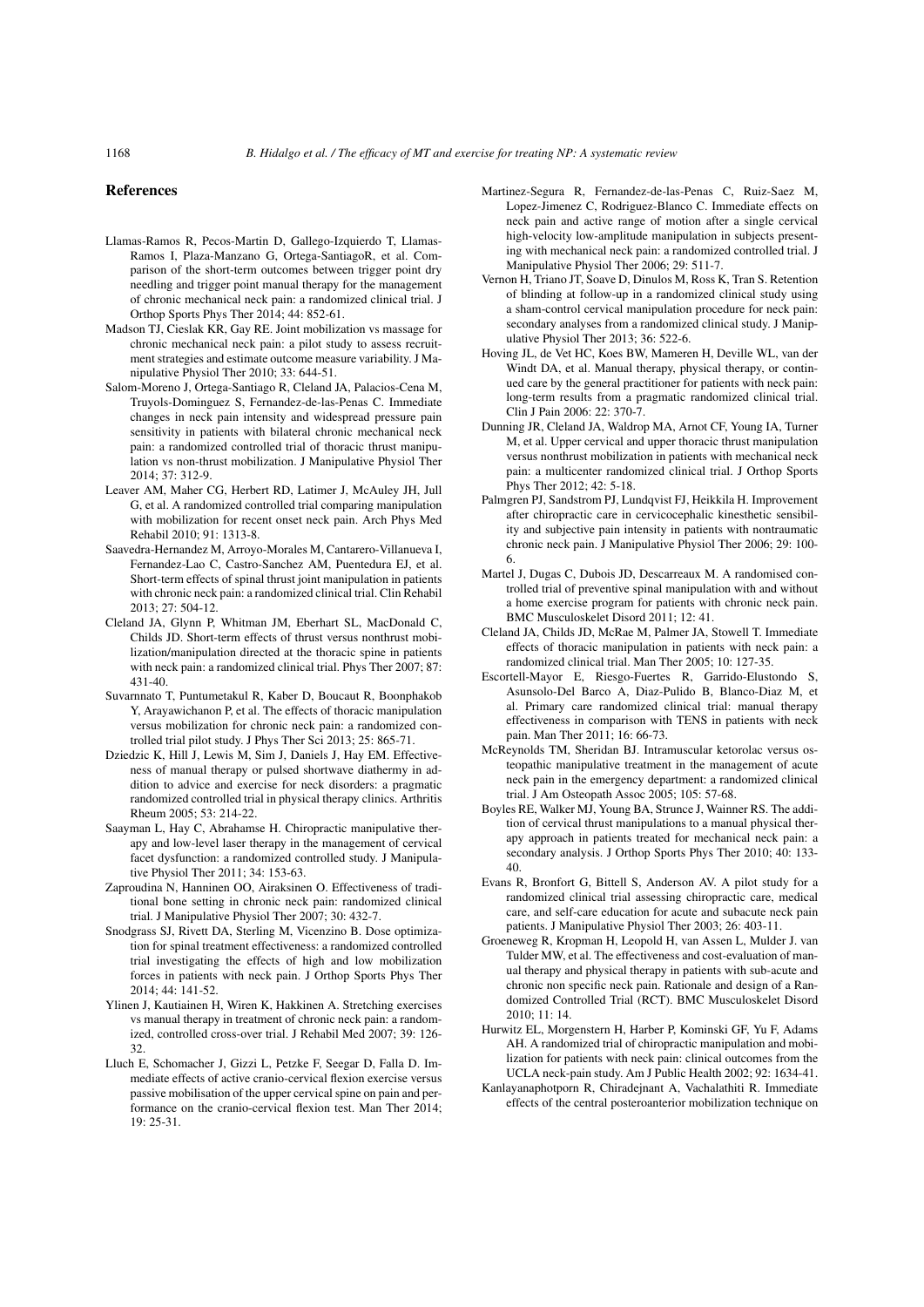## References

Llamas-Ramos R, Pecos-Martin D, Gallego-Izquierdo T, Llamas-Ramos I, Plaza-Manzano G, Ortega-SantiagoR, et al. Comparison of the short-term outcomes between trigger point dry needling and trigger point manual therapy for the management of chronic mechanical neck pain: a randomized clinical trial. J Orthop Sports Phys Ther 2014; 44: 852-61.

Madson TJ, Cieslak KR, Gay RE. Joint mobilization vs massage for chronic mechanical neck pain: a pilot study to assess recruitment strategies and estimate outcome measure variability. J Manipulative Physiol Ther 2010; 33: 644-51.

Salom-Moreno J, Ortega-Santiago R, Cleland JA, Palacios-Cena M, Truyols-Dominguez S, Fernandez-de-las-Penas C. Immediate changes in neck pain intensity and widespread pressure pain sensitivity in patients with bilateral chronic mechanical neck pain: a randomized controlled trial of thoracic thrust manipulation vs non-thrust mobilization. J Manipulative Physiol Ther 2014; 37: 312-9.

Leaver AM, Maher CG, Herbert RD, Latimer J, McAuley JH, Jull G, et al. A randomized controlled trial comparing manipulation with mobilization for recent onset neck pain. Arch Phys Med Rehabil 2010; 91: 1313-8.

Saavedra-Hernandez M, Arroyo-Morales M, Cantarero-Villanueva I, Fernandez-Lao C, Castro-Sanchez AM, Puentedura EJ, et al. Short-term effects of spinal thrust joint manipulation in patients with chronic neck pain: a randomized clinical trial. Clin Rehabil 2013; 27: 504-12.

Cleland JA, Glynn P, Whitman JM, Eberhart SL, MacDonald C, Childs JD. Short-term effects of thrust versus nonthrust mobilization/manipulation directed at the thoracic spine in patients with neck pain: a randomized clinical trial. Phys Ther 2007; 87: 431-40.

Suvarnnato T, Puntumetakul R, Kaber D, Boucaut R, Boonphakob Y, Arayawichanon P, et al. The effects of thoracic manipulation versus mobilization for chronic neck pain: a randomized controlled trial pilot study. J Phys Ther Sci 2013; 25: 865-71.

Dziedzic K, Hill J, Lewis M, Sim J, Daniels J, Hay EM. Effectiveness of manual therapy or pulsed shortwave diathermy in addition to advice and exercise for neck disorders: a pragmatic randomized controlled trial in physical therapy clinics. Arthritis Rheum 2005; 53: 214-22.

Saayman L, Hay C, Abrahamse H. Chiropractic manipulative therapy and low-level laser therapy in the management of cervical facet dysfunction: a randomized controlled study. J Manipulative Physiol Ther 2011; 34: 153-63.

Zaproudina N, Hanninen OO, Airaksinen O. Effectiveness of traditional bone setting in chronic neck pain: randomized clinical trial. J Manipulative Physiol Ther 2007; 30: 432-7.

Snodgrass SJ, Rivett DA, Sterling M, Vicenzino B. Dose optimization for spinal treatment effectiveness: a randomized controlled trial investigating the effects of high and low mobilization forces in patients with neck pain. J Orthop Sports Phys Ther 2014; 44: 141-52.

Ylinen J, Kautiainen H, Wiren K, Hakkinen A. Stretching exercises vs manual therapy in treatment of chronic neck pain: a randomized, controlled cross-over trial. J Rehabil Med 2007; 39: 126-32.

Lluch E, Schomacher J, Gizzi L, Petzke F, Seegar D, Falla D. Immediate effects of active cranio-cervical flexion exercise versus passive mobilisation of the upper cervical spine on pain and performance on the cranio-cervical flexion test. Man Ther 2014; 19: 25-31.

Martinez-Segura R, Fernandez-de-las-Penas C, Ruiz-Saez M, Lopez-Jimenez C, Rodriguez-Blanco C. Immediate effects on neck pain and active range of motion after a single cervical high-velocity low-amplitude manipulation in subjects presenting with mechanical neck pain: a randomized controlled trial. J Manipulative Physiol Ther 2006; 29: 511-7.

Vernon H, Triano JT, Soave D, Dinulos M, Ross K, Tran S. Retention of blinding at follow-up in a randomized clinical study using a sham-control cervical manipulation procedure for neck pain: secondary analyses from a randomized clinical study. J Manipulative Physiol Ther 2013; 36: 522-6.

Hoving JL, de Vet HC, Koes BW, Mameren H, Deville WL, van der Windt DA, et al. Manual therapy, physical therapy, or continued care by the general practitioner for patients with neck pain: long-term results from a pragmatic randomized clinical trial. Clin J Pain 2006; 22: 370-7.

Dunning JR, Cleland JA, Waldrop MA, Arnot CF, Young IA, Turner M, et al. Upper cervical and upper thoracic thrust manipulation versus nonthrust mobilization in patients with mechanical neck pain: a multicenter randomized clinical trial. J Orthop Sports Phys Ther 2012; 42: 5-18.

Palmgren PJ, Sandstrom PJ, Lundqvist FJ, Heikkila H. Improvement after chiropractic care in cervicocephalic kinesthetic sensibility and subjective pain intensity in patients with nontraumatic chronic neck pain. J Manipulative Physiol Ther 2006; 29: 100-6.

Martel J, Dugas C, Dubois JD, Descarreaux M. A randomised controlled trial of preventive spinal manipulation with and without a home exercise program for patients with chronic neck pain. BMC Musculoskelet Disord 2011; 12: 41.

Cleland JA, Childs JD, McRae M, Palmer JA, Stowell T. Immediate effects of thoracic manipulation in patients with neck pain: a randomized clinical trial. Man Ther 2005; 10: 127-35.

Escortell-Mayor E, Riesgo-Fuertes R, Garrido-Elustondo S, Asunsolo-Del Barco A, Diaz-Pulido B, Blanco-Diaz M, et al. Primary care randomized clinical trial: manual therapy effectiveness in comparison with TENS in patients with neck pain. Man Ther 2011; 16: 66-73.

McReynolds TM, Sheridan BJ. Intramuscular ketorolac versus osteopathic manipulative treatment in the management of acute neck pain in the emergency department: a randomized clinical trial. J Am Osteopath Assoc 2005; 105: 57-68.

Boyles RE, Walker MJ, Young BA, Strunce J, Wainner RS. The addition of cervical thrust manipulations to a manual physical therapy approach in patients treated for mechanical neck pain: a secondary analysis. J Orthop Sports Phys Ther 2010; 40: 133-40.

Evans R, Bronfort G, Bittell S, Anderson AV. A pilot study for a randomized clinical trial assessing chiropractic care, medical care, and self-care education for acute and subacute neck pain patients. J Manipulative Physiol Ther 2003; 26: 403-11.

Groeneweg R, Kropman H, Leopold H, van Assen L, Mulder J. van Tulder MW, et al. The effectiveness and cost-evaluation of manual therapy and physical therapy in patients with sub-acute and chronic non specific neck pain. Rationale and design of a Randomized Controlled Trial (RCT). BMC Musculoskelet Disord 2010; 11: 14.

Hurwitz EL, Morgenstern H, Harber P, Kominski GF, Yu F, Adams AH. A randomized trial of chiropractic manipulation and mobilization for patients with neck pain: clinical outcomes from the UCLA neck-pain study. Am J Public Health 2002; 92: 1634-41.

Kanlayanaphotporn R, Chiradejnant A, Vachalathiti R. Immediate effects of the central posteroanterior mobilization technique on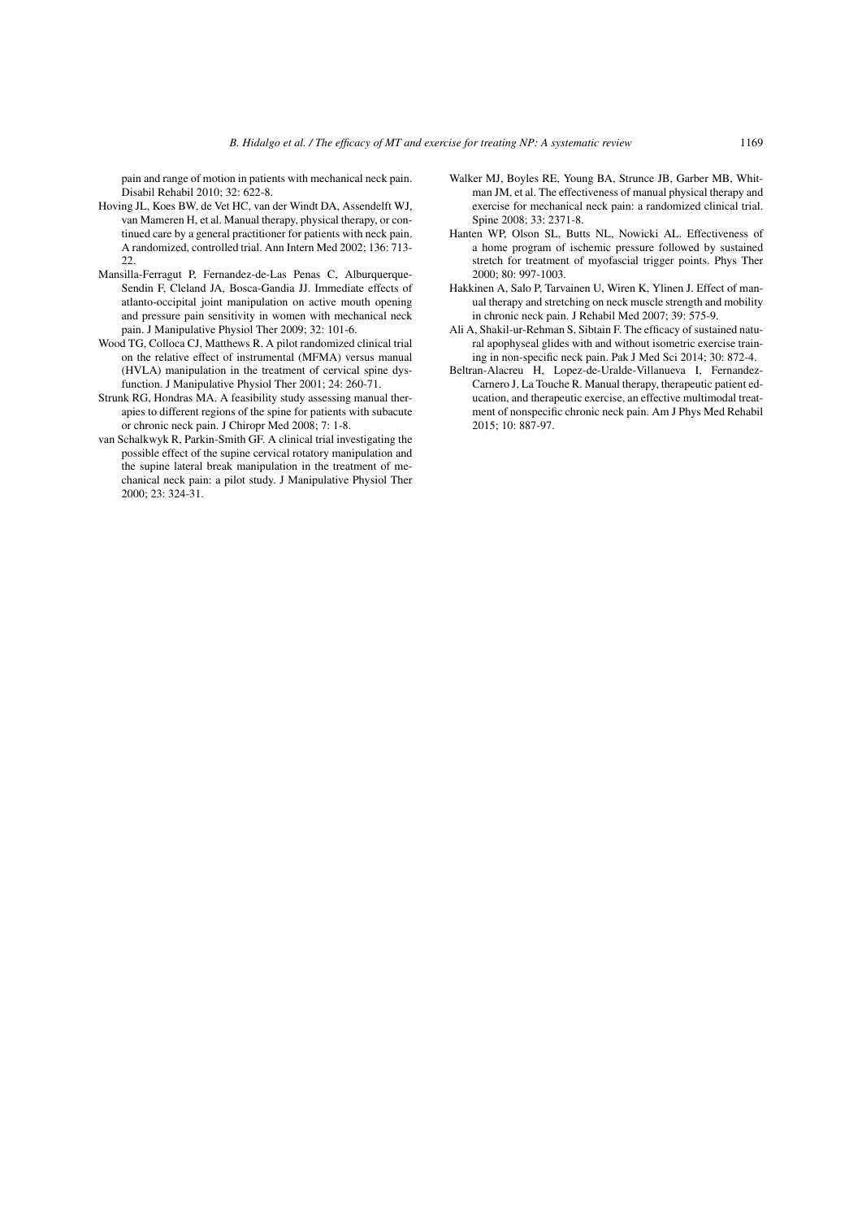pain and range of motion in patients with mechanical neck pain. Disabil Rehabil 2010; 32: 622-8.

Hoving JL, Koes BW, de Vet HC, van der Windt DA, Assendelft WJ, van Mameren H, et al. Manual therapy, physical therapy, or continued care by a general practitioner for patients with neck pain. A randomized, controlled trial. Ann Intern Med 2002; 136: 713-22.

Mansilla-Ferragut P, Fernandez-de-Las Penas C, Alburquerque-Sendin F, Cleland JA, Bosca-Gandia JJ. Immediate effects of atlanto-occipital joint manipulation on active mouth opening and pressure pain sensitivity in women with mechanical neck pain. J Manipulative Physiol Ther 2009; 32: 101-6.

Wood TG, Colloca CJ, Matthews R. A pilot randomized clinical trial on the relative effect of instrumental (MFMA) versus manual (HVLA) manipulation in the treatment of cervical spine dysfunction. J Manipulative Physiol Ther 2001; 24: 260-71.

Strunk RG, Hondras MA. A feasibility study assessing manual therapies to different regions of the spine for patients with subacute or chronic neck pain. J Chiropr Med 2008; 7: 1-8.

van Schalkwyk R, Parkin-Smith GF. A clinical trial investigating the possible effect of the supine cervical rotatory manipulation and the supine lateral break manipulation in the treatment of mechanical neck pain: a pilot study. J Manipulative Physiol Ther 2000; 23: 324-31.

Walker MJ, Boyles RE, Young BA, Strunce JB, Garber MB, Whitman JM, et al. The effectiveness of manual physical therapy and exercise for mechanical neck pain: a randomized clinical trial. Spine 2008; 33: 2371-8.

Hanten WP, Olson SL, Butts NL, Nowicki AL. Effectiveness of a home program of ischemic pressure followed by sustained stretch for treatment of myofascial trigger points. Phys Ther 2000; 80: 997-1003.

Hakkinen A, Salo P, Tarvainen U, Wiren K, Ylinen J. Effect of manual therapy and stretching on neck muscle strength and mobility in chronic neck pain. J Rehabil Med 2007; 39: 575-9.

Ali A, Shakil-ur-Rehman S, Sibtain F. The efficacy of sustained natural apophyseal glides with and without isometric exercise training in non-specific neck pain. Pak J Med Sci 2014; 30: 872-4.

Beltran-Alacreu H, Lopez-de-Uralde-Villanueva I, Fernandez-Carnero J, La Touche R. Manual therapy, therapeutic patient education, and therapeutic exercise, an effective multimodal treatment of nonspecific chronic neck pain. Am J Phys Med Rehabil 2015; 10: 887-97.